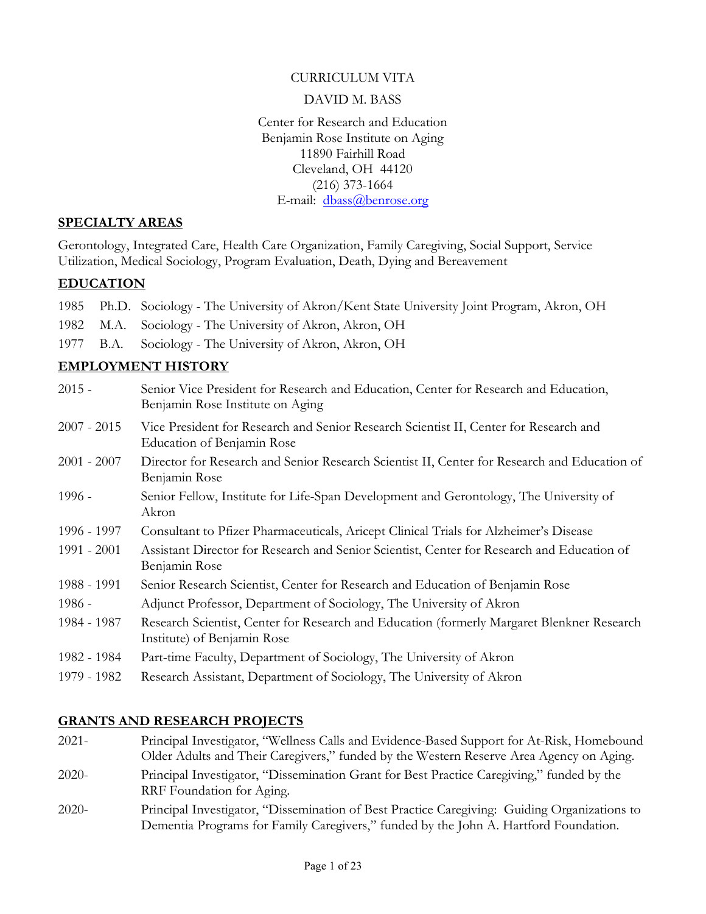CURRICULUM VITA

DAVID M. BASS

Center for Research and Education
Benjamin Rose Institute on Aging
11890 Fairhill Road
Cleveland, OH 44120
(216) 373-1664
E-mail: dbass@benrose.org

## SPECIALTY AREAS

Gerontology, Integrated Care, Health Care Organization, Family Caregiving, Social Support, Service Utilization, Medical Sociology, Program Evaluation, Death, Dying and Bereavement

## EDUCATION

1985 Ph.D. Sociology - The University of Akron/Kent State University Joint Program, Akron, OH

1982 M.A. Sociology - The University of Akron, Akron, OH

1977 B.A. Sociology - The University of Akron, Akron, OH

## EMPLOYMENT HISTORY

2015 - Senior Vice President for Research and Education, Center for Research and Education, Benjamin Rose Institute on Aging

2007 - 2015 Vice President for Research and Senior Research Scientist II, Center for Research and Education of Benjamin Rose

2001 - 2007 Director for Research and Senior Research Scientist II, Center for Research and Education of Benjamin Rose

1996 - Senior Fellow, Institute for Life-Span Development and Gerontology, The University of Akron

1996 - 1997 Consultant to Pfizer Pharmaceuticals, Aricept Clinical Trials for Alzheimer's Disease

1991 - 2001 Assistant Director for Research and Senior Scientist, Center for Research and Education of Benjamin Rose

1988 - 1991 Senior Research Scientist, Center for Research and Education of Benjamin Rose

1986 - Adjunct Professor, Department of Sociology, The University of Akron

1984 - 1987 Research Scientist, Center for Research and Education (formerly Margaret Blenkner Research Institute) of Benjamin Rose

1982 - 1984 Part-time Faculty, Department of Sociology, The University of Akron

1979 - 1982 Research Assistant, Department of Sociology, The University of Akron

## GRANTS AND RESEARCH PROJECTS

2021- Principal Investigator, "Wellness Calls and Evidence-Based Support for At-Risk, Homebound Older Adults and Their Caregivers," funded by the Western Reserve Area Agency on Aging.

2020- Principal Investigator, "Dissemination Grant for Best Practice Caregiving," funded by the RRF Foundation for Aging.

2020- Principal Investigator, "Dissemination of Best Practice Caregiving: Guiding Organizations to Dementia Programs for Family Caregivers," funded by the John A. Hartford Foundation.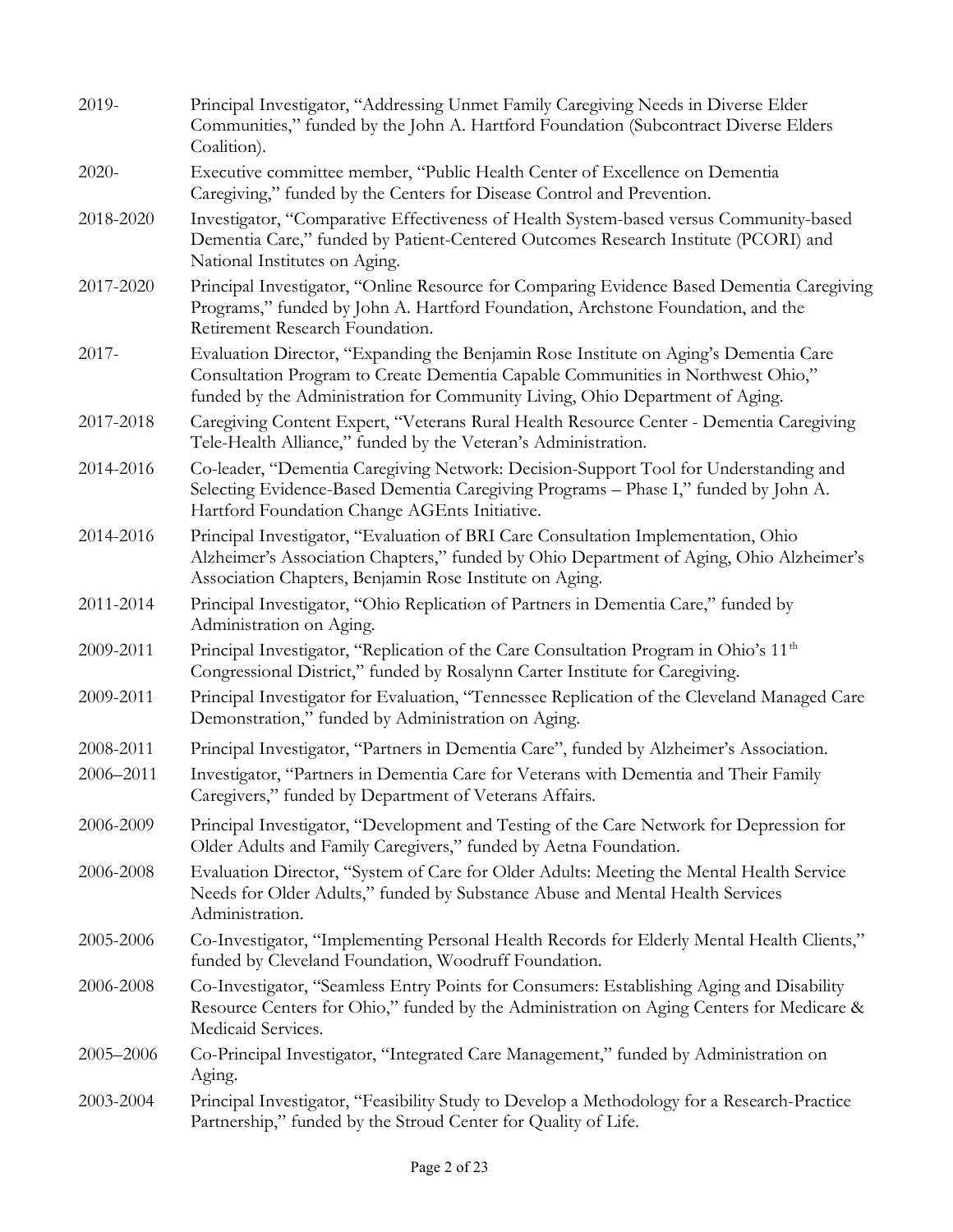| | |
|---|---|
| 2019- | Principal Investigator, "Addressing Unmet Family Caregiving Needs in Diverse Elder Communities," funded by the John A. Hartford Foundation (Subcontract Diverse Elders Coalition). |
| 2020- | Executive committee member, "Public Health Center of Excellence on Dementia Caregiving," funded by the Centers for Disease Control and Prevention. |
| 2018-2020 | Investigator, "Comparative Effectiveness of Health System-based versus Community-based Dementia Care," funded by Patient-Centered Outcomes Research Institute (PCORI) and National Institutes on Aging. |
| 2017-2020 | Principal Investigator, "Online Resource for Comparing Evidence Based Dementia Caregiving Programs," funded by John A. Hartford Foundation, Archstone Foundation, and the Retirement Research Foundation. |
| 2017- | Evaluation Director, "Expanding the Benjamin Rose Institute on Aging's Dementia Care Consultation Program to Create Dementia Capable Communities in Northwest Ohio," funded by the Administration for Community Living, Ohio Department of Aging. |
| 2017-2018 | Caregiving Content Expert, "Veterans Rural Health Resource Center - Dementia Caregiving Tele-Health Alliance," funded by the Veteran's Administration. |
| 2014-2016 | Co-leader, "Dementia Caregiving Network: Decision-Support Tool for Understanding and Selecting Evidence-Based Dementia Caregiving Programs – Phase I," funded by John A. Hartford Foundation Change AGEnts Initiative. |
| 2014-2016 | Principal Investigator, "Evaluation of BRI Care Consultation Implementation, Ohio Alzheimer's Association Chapters," funded by Ohio Department of Aging, Ohio Alzheimer's Association Chapters, Benjamin Rose Institute on Aging. |
| 2011-2014 | Principal Investigator, "Ohio Replication of Partners in Dementia Care," funded by Administration on Aging. |
| 2009-2011 | Principal Investigator, "Replication of the Care Consultation Program in Ohio's 11th Congressional District," funded by Rosalynn Carter Institute for Caregiving. |
| 2009-2011 | Principal Investigator for Evaluation, "Tennessee Replication of the Cleveland Managed Care Demonstration," funded by Administration on Aging. |
| 2008-2011 | Principal Investigator, "Partners in Dementia Care", funded by Alzheimer's Association. |
| 2006–2011 | Investigator, "Partners in Dementia Care for Veterans with Dementia and Their Family Caregivers," funded by Department of Veterans Affairs. |
| 2006-2009 | Principal Investigator, "Development and Testing of the Care Network for Depression for Older Adults and Family Caregivers," funded by Aetna Foundation. |
| 2006-2008 | Evaluation Director, "System of Care for Older Adults: Meeting the Mental Health Service Needs for Older Adults," funded by Substance Abuse and Mental Health Services Administration. |
| 2005-2006 | Co-Investigator, "Implementing Personal Health Records for Elderly Mental Health Clients," funded by Cleveland Foundation, Woodruff Foundation. |
| 2006-2008 | Co-Investigator, "Seamless Entry Points for Consumers: Establishing Aging and Disability Resource Centers for Ohio," funded by the Administration on Aging Centers for Medicare & Medicaid Services. |
| 2005–2006 | Co-Principal Investigator, "Integrated Care Management," funded by Administration on Aging. |
| 2003-2004 | Principal Investigator, "Feasibility Study to Develop a Methodology for a Research-Practice Partnership," funded by the Stroud Center for Quality of Life. |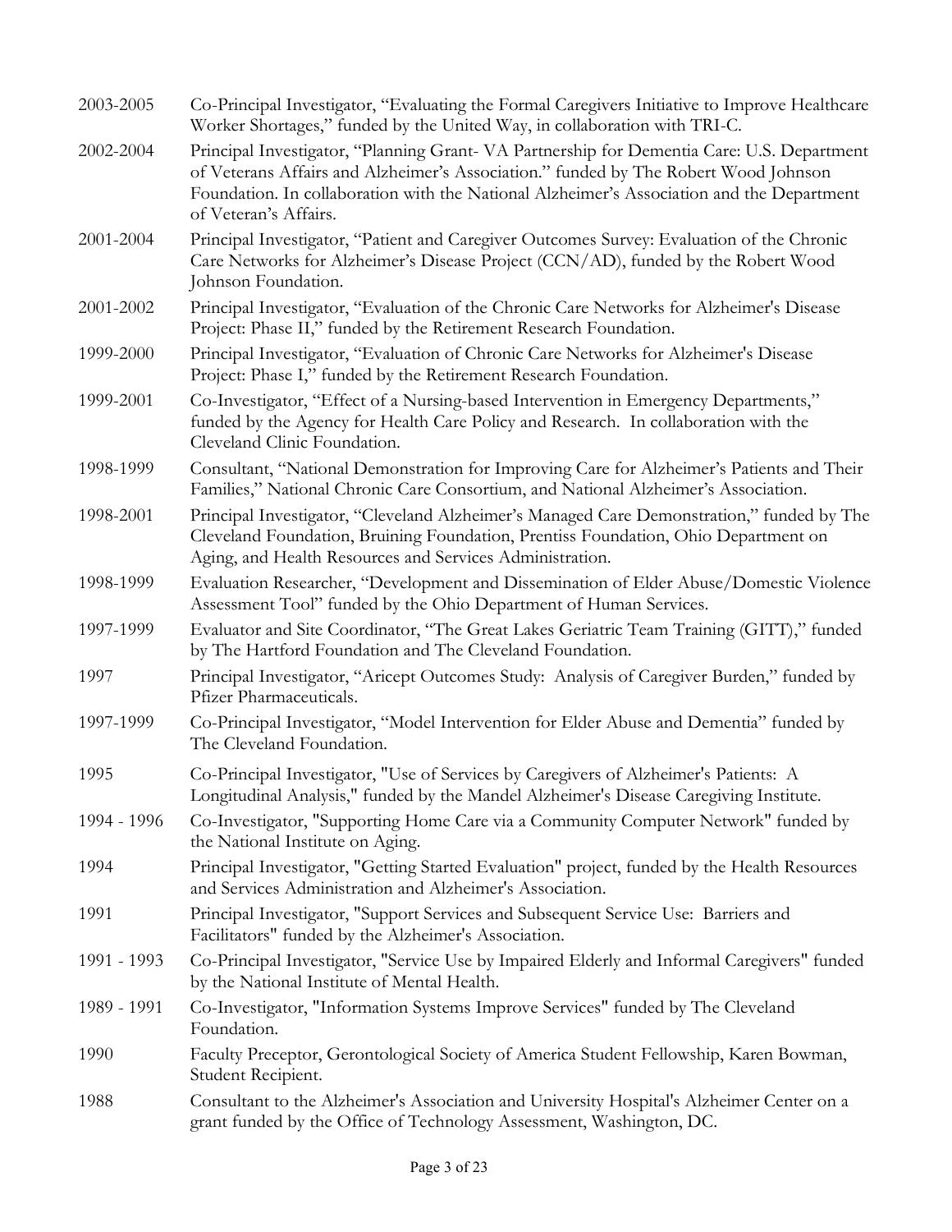2003-2005 Co-Principal Investigator, "Evaluating the Formal Caregivers Initiative to Improve Healthcare Worker Shortages," funded by the United Way, in collaboration with TRI-C.

2002-2004 Principal Investigator, "Planning Grant- VA Partnership for Dementia Care: U.S. Department of Veterans Affairs and Alzheimer's Association." funded by The Robert Wood Johnson Foundation. In collaboration with the National Alzheimer's Association and the Department of Veteran's Affairs.

2001-2004 Principal Investigator, "Patient and Caregiver Outcomes Survey: Evaluation of the Chronic Care Networks for Alzheimer's Disease Project (CCN/AD), funded by the Robert Wood Johnson Foundation.

2001-2002 Principal Investigator, "Evaluation of the Chronic Care Networks for Alzheimer's Disease Project: Phase II," funded by the Retirement Research Foundation.

1999-2000 Principal Investigator, "Evaluation of Chronic Care Networks for Alzheimer's Disease Project: Phase I," funded by the Retirement Research Foundation.

1999-2001 Co-Investigator, "Effect of a Nursing-based Intervention in Emergency Departments," funded by the Agency for Health Care Policy and Research. In collaboration with the Cleveland Clinic Foundation.

1998-1999 Consultant, "National Demonstration for Improving Care for Alzheimer's Patients and Their Families," National Chronic Care Consortium, and National Alzheimer's Association.

1998-2001 Principal Investigator, "Cleveland Alzheimer's Managed Care Demonstration," funded by The Cleveland Foundation, Bruining Foundation, Prentiss Foundation, Ohio Department on Aging, and Health Resources and Services Administration.

1998-1999 Evaluation Researcher, "Development and Dissemination of Elder Abuse/Domestic Violence Assessment Tool" funded by the Ohio Department of Human Services.

1997-1999 Evaluator and Site Coordinator, "The Great Lakes Geriatric Team Training (GITT)," funded by The Hartford Foundation and The Cleveland Foundation.

1997 Principal Investigator, "Aricept Outcomes Study: Analysis of Caregiver Burden," funded by Pfizer Pharmaceuticals.

1997-1999 Co-Principal Investigator, "Model Intervention for Elder Abuse and Dementia" funded by The Cleveland Foundation.

1995 Co-Principal Investigator, "Use of Services by Caregivers of Alzheimer's Patients: A Longitudinal Analysis," funded by the Mandel Alzheimer's Disease Caregiving Institute.

1994 - 1996 Co-Investigator, "Supporting Home Care via a Community Computer Network" funded by the National Institute on Aging.

1994 Principal Investigator, "Getting Started Evaluation" project, funded by the Health Resources and Services Administration and Alzheimer's Association.

1991 Principal Investigator, "Support Services and Subsequent Service Use: Barriers and Facilitators" funded by the Alzheimer's Association.

1991 - 1993 Co-Principal Investigator, "Service Use by Impaired Elderly and Informal Caregivers" funded by the National Institute of Mental Health.

1989 - 1991 Co-Investigator, "Information Systems Improve Services" funded by The Cleveland Foundation.

1990 Faculty Preceptor, Gerontological Society of America Student Fellowship, Karen Bowman, Student Recipient.

1988 Consultant to the Alzheimer's Association and University Hospital's Alzheimer Center on a grant funded by the Office of Technology Assessment, Washington, DC.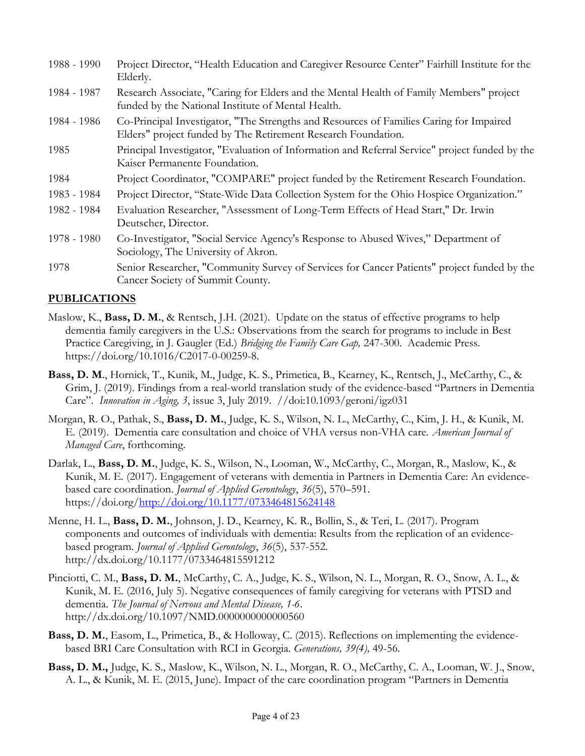1988 - 1990 Project Director, "Health Education and Caregiver Resource Center" Fairhill Institute for the Elderly.

1984 - 1987 Research Associate, "Caring for Elders and the Mental Health of Family Members" project funded by the National Institute of Mental Health.

1984 - 1986 Co-Principal Investigator, "The Strengths and Resources of Families Caring for Impaired Elders" project funded by The Retirement Research Foundation.

1985 Principal Investigator, "Evaluation of Information and Referral Service" project funded by the Kaiser Permanente Foundation.

1984 Project Coordinator, "COMPARE" project funded by the Retirement Research Foundation.

1983 - 1984 Project Director, "State-Wide Data Collection System for the Ohio Hospice Organization."

1982 - 1984 Evaluation Researcher, "Assessment of Long-Term Effects of Head Start," Dr. Irwin Deutscher, Director.

1978 - 1980 Co-Investigator, "Social Service Agency's Response to Abused Wives," Department of Sociology, The University of Akron.

1978 Senior Researcher, "Community Survey of Services for Cancer Patients" project funded by the Cancer Society of Summit County.

## PUBLICATIONS

Maslow, K., **Bass, D. M.**, & Rentsch, J.H. (2021). Update on the status of effective programs to help dementia family caregivers in the U.S.: Observations from the search for programs to include in Best Practice Caregiving, in J. Gaugler (Ed.) *Bridging the Family Care Gap,* 247-300. Academic Press. https://doi.org/10.1016/C2017-0-00259-8.

**Bass, D. M**., Hornick, T., Kunik, M., Judge, K. S., Primetica, B., Kearney, K., Rentsch, J., McCarthy, C., & Grim, J. (2019). Findings from a real-world translation study of the evidence-based "Partners in Dementia Care". *Innovation in Aging, 3*, issue 3, July 2019. //doi:10.1093/geroni/igz031

Morgan, R. O., Pathak, S., **Bass, D. M.**, Judge, K. S., Wilson, N. L., McCarthy, C., Kim, J. H., & Kunik, M. E. (2019). Dementia care consultation and choice of VHA versus non-VHA care. *American Journal of Managed Care*, forthcoming.

Darlak, L., **Bass, D. M.**, Judge, K. S., Wilson, N., Looman, W., McCarthy, C., Morgan, R., Maslow, K., & Kunik, M. E. (2017). Engagement of veterans with dementia in Partners in Dementia Care: An evidence-based care coordination. *Journal of Applied Gerontology*, *36*(5), 570–591. https://doi.org/http://doi.org/10.1177/0733464815624148

Menne, H. L., **Bass, D. M.**, Johnson, J. D., Kearney, K. R., Bollin, S., & Teri, L. (2017). Program components and outcomes of individuals with dementia: Results from the replication of an evidence-based program. *Journal of Applied Gerontology*, *36*(5), 537-552. http://dx.doi.org/10.1177/0733464815591212

Pinciotti, C. M., **Bass, D. M.**, McCarthy, C. A., Judge, K. S., Wilson, N. L., Morgan, R. O., Snow, A. L., & Kunik, M. E. (2016, July 5). Negative consequences of family caregiving for veterans with PTSD and dementia. *The Journal of Nervous and Mental Disease, 1-6*. http://dx.doi.org/10.1097/NMD.0000000000000560

**Bass, D. M.**, Easom, L., Primetica, B., & Holloway, C. (2015). Reflections on implementing the evidence-based BRI Care Consultation with RCI in Georgia. *Generations, 39(4),* 49-56.

**Bass, D. M.,** Judge, K. S., Maslow, K., Wilson, N. L., Morgan, R. O., McCarthy, C. A., Looman, W. J., Snow, A. L., & Kunik, M. E. (2015, June). Impact of the care coordination program "Partners in Dementia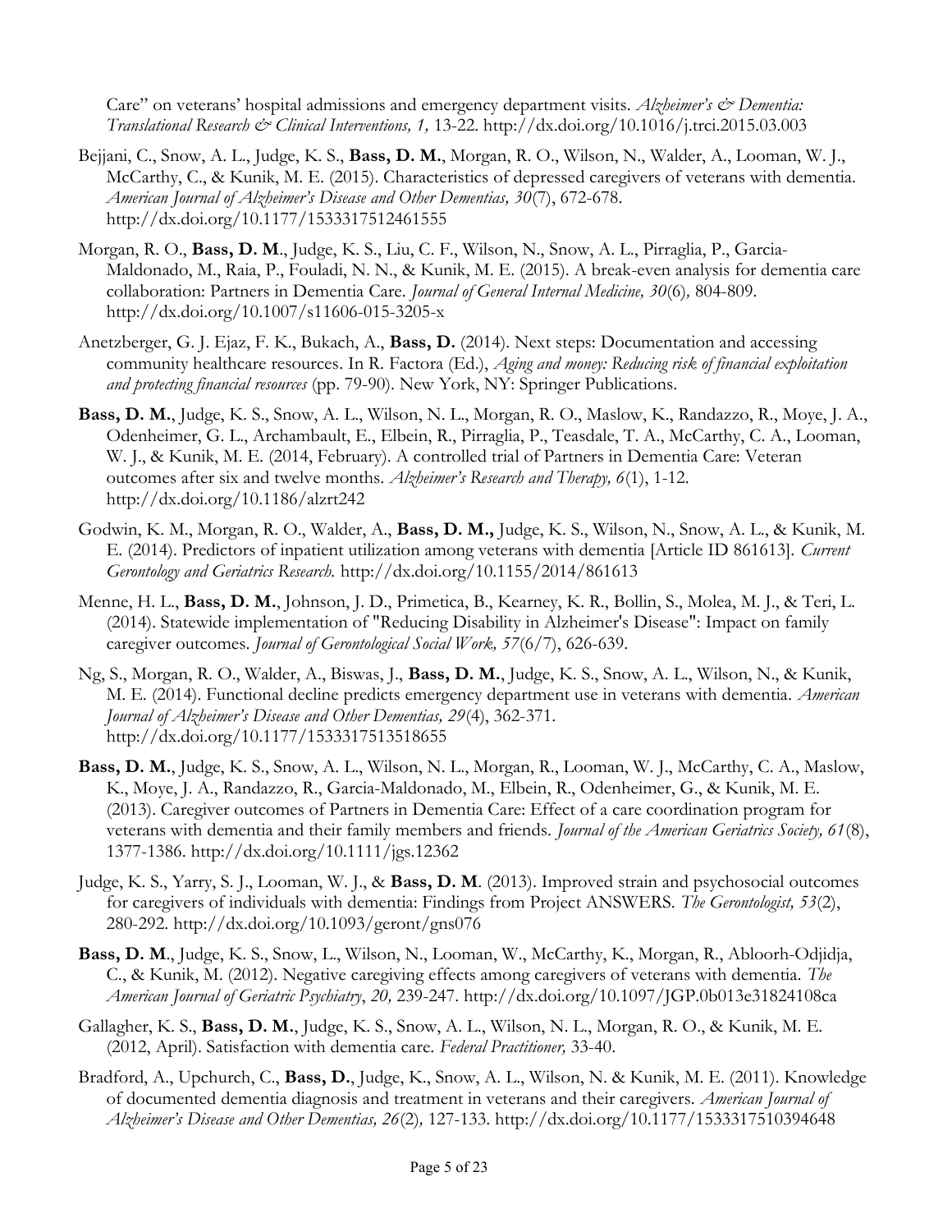Care" on veterans' hospital admissions and emergency department visits. *Alzheimer's & Dementia: Translational Research & Clinical Interventions, 1,* 13-22. http://dx.doi.org/10.1016/j.trci.2015.03.003

Bejjani, C., Snow, A. L., Judge, K. S., **Bass, D. M.**, Morgan, R. O., Wilson, N., Walder, A., Looman, W. J., McCarthy, C., & Kunik, M. E. (2015). Characteristics of depressed caregivers of veterans with dementia. *American Journal of Alzheimer's Disease and Other Dementias, 30*(7), 672-678. http://dx.doi.org/10.1177/1533317512461555

Morgan, R. O., **Bass, D. M**., Judge, K. S., Liu, C. F., Wilson, N., Snow, A. L., Pirraglia, P., Garcia-Maldonado, M., Raia, P., Fouladi, N. N., & Kunik, M. E. (2015). A break-even analysis for dementia care collaboration: Partners in Dementia Care. *Journal of General Internal Medicine, 30*(6)*,* 804-809. http://dx.doi.org/10.1007/s11606-015-3205-x

Anetzberger, G. J. Ejaz, F. K., Bukach, A., **Bass, D.** (2014). Next steps: Documentation and accessing community healthcare resources. In R. Factora (Ed.), *Aging and money: Reducing risk of financial exploitation and protecting financial resources* (pp. 79-90). New York, NY: Springer Publications.

**Bass, D. M.**, Judge, K. S., Snow, A. L., Wilson, N. L., Morgan, R. O., Maslow, K., Randazzo, R., Moye, J. A., Odenheimer, G. L., Archambault, E., Elbein, R., Pirraglia, P., Teasdale, T. A., McCarthy, C. A., Looman, W. J., & Kunik, M. E. (2014, February). A controlled trial of Partners in Dementia Care: Veteran outcomes after six and twelve months. *Alzheimer's Research and Therapy, 6*(1), 1-12. http://dx.doi.org/10.1186/alzrt242

Godwin, K. M., Morgan, R. O., Walder, A., **Bass, D. M.,** Judge, K. S., Wilson, N., Snow, A. L., & Kunik, M. E. (2014). Predictors of inpatient utilization among veterans with dementia [Article ID 861613]. *Current Gerontology and Geriatrics Research.* http://dx.doi.org/10.1155/2014/861613

Menne, H. L., **Bass, D. M.**, Johnson, J. D., Primetica, B., Kearney, K. R., Bollin, S., Molea, M. J., & Teri, L. (2014). Statewide implementation of "Reducing Disability in Alzheimer's Disease": Impact on family caregiver outcomes. *Journal of Gerontological Social Work, 57*(6/7), 626-639.

Ng, S., Morgan, R. O., Walder, A., Biswas, J., **Bass, D. M.**, Judge, K. S., Snow, A. L., Wilson, N., & Kunik, M. E. (2014). Functional decline predicts emergency department use in veterans with dementia. *American Journal of Alzheimer's Disease and Other Dementias, 29*(4), 362-371. http://dx.doi.org/10.1177/1533317513518655

**Bass, D. M.**, Judge, K. S., Snow, A. L., Wilson, N. L., Morgan, R., Looman, W. J., McCarthy, C. A., Maslow, K., Moye, J. A., Randazzo, R., Garcia-Maldonado, M., Elbein, R., Odenheimer, G., & Kunik, M. E. (2013). Caregiver outcomes of Partners in Dementia Care: Effect of a care coordination program for veterans with dementia and their family members and friends. *Journal of the American Geriatrics Society, 61*(8), 1377-1386. http://dx.doi.org/10.1111/jgs.12362

Judge, K. S., Yarry, S. J., Looman, W. J., & **Bass, D. M**. (2013). Improved strain and psychosocial outcomes for caregivers of individuals with dementia: Findings from Project ANSWERS. *The Gerontologist, 53*(2), 280-292. http://dx.doi.org/10.1093/geront/gns076

**Bass, D. M**., Judge, K. S., Snow, L., Wilson, N., Looman, W., McCarthy, K., Morgan, R., Abloorh-Odjidja, C., & Kunik, M. (2012). Negative caregiving effects among caregivers of veterans with dementia. *The American Journal of Geriatric Psychiatry*, *20,* 239-247. http://dx.doi.org/10.1097/JGP.0b013e31824108ca

Gallagher, K. S., **Bass, D. M.**, Judge, K. S., Snow, A. L., Wilson, N. L., Morgan, R. O., & Kunik, M. E. (2012, April). Satisfaction with dementia care. *Federal Practitioner,* 33-40.

Bradford, A., Upchurch, C., **Bass, D.**, Judge, K., Snow, A. L., Wilson, N. & Kunik, M. E. (2011). Knowledge of documented dementia diagnosis and treatment in veterans and their caregivers. *American Journal of Alzheimer's Disease and Other Dementias, 26*(2)*,* 127-133. http://dx.doi.org/10.1177/1533317510394648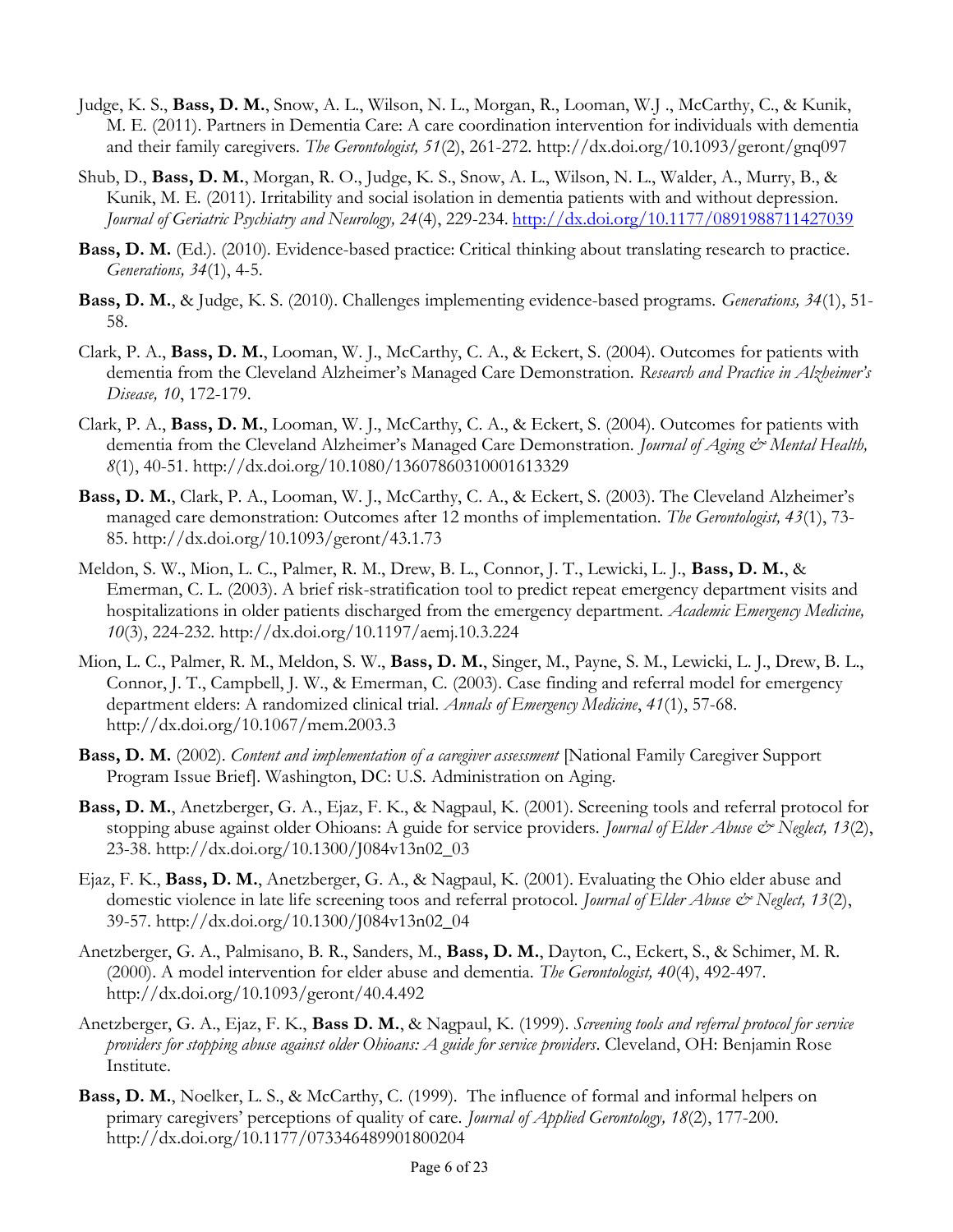Judge, K. S., **Bass, D. M.**, Snow, A. L., Wilson, N. L., Morgan, R., Looman, W.J ., McCarthy, C., & Kunik, M. E. (2011). Partners in Dementia Care: A care coordination intervention for individuals with dementia and their family caregivers. *The Gerontologist, 51*(2), 261-272. http://dx.doi.org/10.1093/geront/gnq097

Shub, D., **Bass, D. M.**, Morgan, R. O., Judge, K. S., Snow, A. L., Wilson, N. L., Walder, A., Murry, B., & Kunik, M. E. (2011). Irritability and social isolation in dementia patients with and without depression. *Journal of Geriatric Psychiatry and Neurology, 24*(4), 229-234. http://dx.doi.org/10.1177/0891988711427039

**Bass, D. M.** (Ed.). (2010). Evidence-based practice: Critical thinking about translating research to practice. *Generations, 34*(1), 4-5.

**Bass, D. M.**, & Judge, K. S. (2010). Challenges implementing evidence-based programs. *Generations, 34*(1), 51-58.

Clark, P. A., **Bass, D. M.**, Looman, W. J., McCarthy, C. A., & Eckert, S. (2004). Outcomes for patients with dementia from the Cleveland Alzheimer's Managed Care Demonstration. *Research and Practice in Alzheimer's Disease, 10*, 172-179.

Clark, P. A., **Bass, D. M.**, Looman, W. J., McCarthy, C. A., & Eckert, S. (2004). Outcomes for patients with dementia from the Cleveland Alzheimer's Managed Care Demonstration. *Journal of Aging & Mental Health, 8*(1), 40-51. http://dx.doi.org/10.1080/13607860310001613329

**Bass, D. M.**, Clark, P. A., Looman, W. J., McCarthy, C. A., & Eckert, S. (2003). The Cleveland Alzheimer's managed care demonstration: Outcomes after 12 months of implementation. *The Gerontologist, 43*(1), 73-85. http://dx.doi.org/10.1093/geront/43.1.73

Meldon, S. W., Mion, L. C., Palmer, R. M., Drew, B. L., Connor, J. T., Lewicki, L. J., **Bass, D. M.**, & Emerman, C. L. (2003). A brief risk-stratification tool to predict repeat emergency department visits and hospitalizations in older patients discharged from the emergency department. *Academic Emergency Medicine, 10*(3), 224-232. http://dx.doi.org/10.1197/aemj.10.3.224

Mion, L. C., Palmer, R. M., Meldon, S. W., **Bass, D. M.**, Singer, M., Payne, S. M., Lewicki, L. J., Drew, B. L., Connor, J. T., Campbell, J. W., & Emerman, C. (2003). Case finding and referral model for emergency department elders: A randomized clinical trial. *Annals of Emergency Medicine*, *41*(1), 57-68. http://dx.doi.org/10.1067/mem.2003.3

**Bass, D. M.** (2002). *Content and implementation of a caregiver assessment* [National Family Caregiver Support Program Issue Brief]. Washington, DC: U.S. Administration on Aging.

**Bass, D. M.**, Anetzberger, G. A., Ejaz, F. K., & Nagpaul, K. (2001). Screening tools and referral protocol for stopping abuse against older Ohioans: A guide for service providers. *Journal of Elder Abuse & Neglect, 13*(2), 23-38. http://dx.doi.org/10.1300/J084v13n02_03

Ejaz, F. K., **Bass, D. M.**, Anetzberger, G. A., & Nagpaul, K. (2001). Evaluating the Ohio elder abuse and domestic violence in late life screening toos and referral protocol. *Journal of Elder Abuse & Neglect, 13*(2), 39-57. http://dx.doi.org/10.1300/J084v13n02_04

Anetzberger, G. A., Palmisano, B. R., Sanders, M., **Bass, D. M.**, Dayton, C., Eckert, S., & Schimer, M. R. (2000). A model intervention for elder abuse and dementia. *The Gerontologist, 40*(4), 492-497. http://dx.doi.org/10.1093/geront/40.4.492

Anetzberger, G. A., Ejaz, F. K., **Bass D. M.**, & Nagpaul, K. (1999). *Screening tools and referral protocol for service providers for stopping abuse against older Ohioans: A guide for service providers*. Cleveland, OH: Benjamin Rose Institute.

**Bass, D. M.**, Noelker, L. S., & McCarthy, C. (1999). The influence of formal and informal helpers on primary caregivers' perceptions of quality of care. *Journal of Applied Gerontology, 18*(2), 177-200. http://dx.doi.org/10.1177/073346489901800204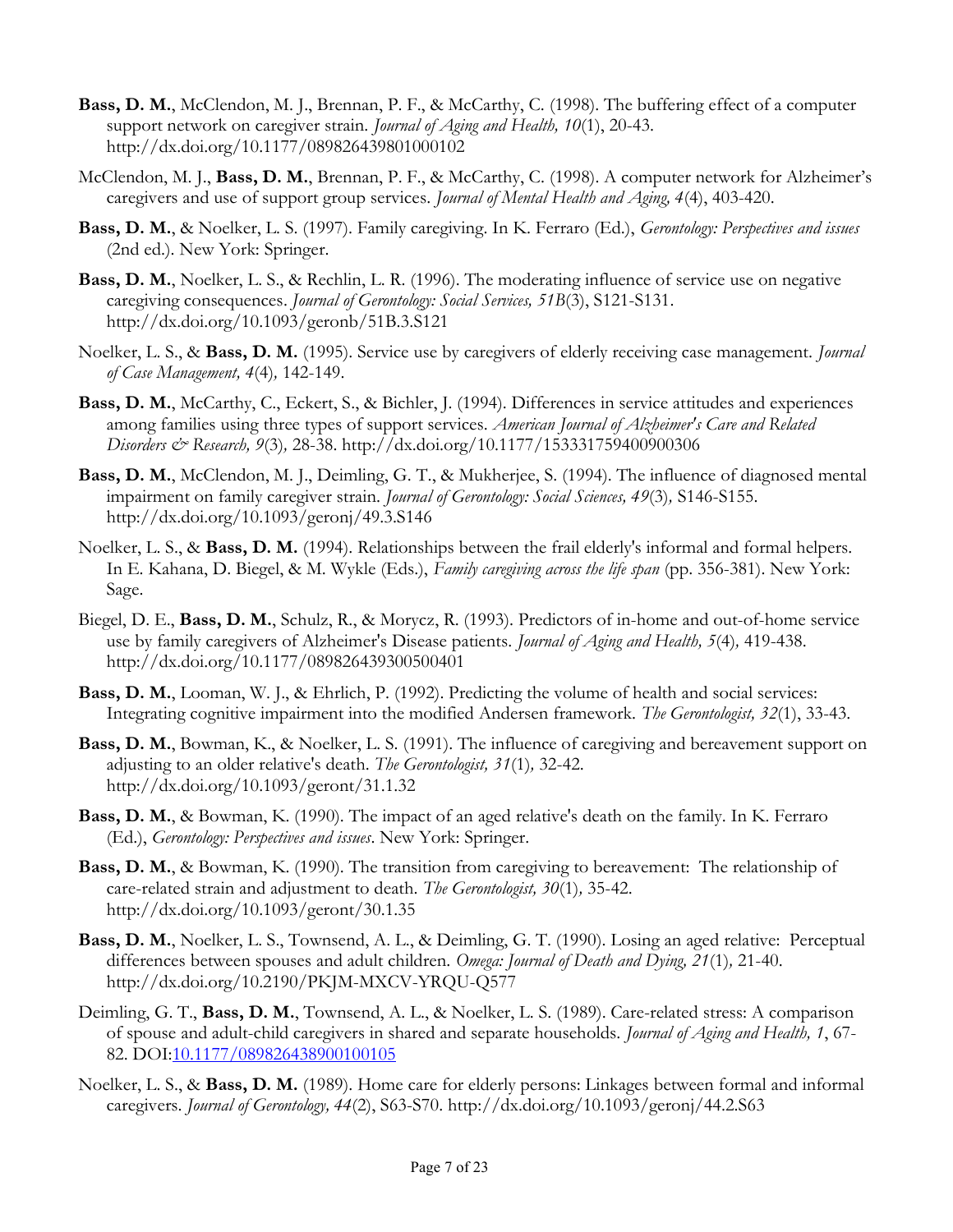**Bass, D. M.**, McClendon, M. J., Brennan, P. F., & McCarthy, C. (1998). The buffering effect of a computer support network on caregiver strain. *Journal of Aging and Health, 10*(1), 20-43. http://dx.doi.org/10.1177/089826439801000102

McClendon, M. J., **Bass, D. M.**, Brennan, P. F., & McCarthy, C. (1998). A computer network for Alzheimer's caregivers and use of support group services. *Journal of Mental Health and Aging, 4*(4), 403-420.

**Bass, D. M.**, & Noelker, L. S. (1997). Family caregiving. In K. Ferraro (Ed.), *Gerontology: Perspectives and issues* (2nd ed.). New York: Springer.

**Bass, D. M.**, Noelker, L. S., & Rechlin, L. R. (1996). The moderating influence of service use on negative caregiving consequences. *Journal of Gerontology: Social Services, 51B*(3), S121-S131. http://dx.doi.org/10.1093/geronb/51B.3.S121

Noelker, L. S., & **Bass, D. M.** (1995). Service use by caregivers of elderly receiving case management. *Journal of Case Management, 4*(4), 142-149.

**Bass, D. M.**, McCarthy, C., Eckert, S., & Bichler, J. (1994). Differences in service attitudes and experiences among families using three types of support services. *American Journal of Alzheimer's Care and Related Disorders & Research, 9*(3), 28-38. http://dx.doi.org/10.1177/153331759400900306

**Bass, D. M.**, McClendon, M. J., Deimling, G. T., & Mukherjee, S. (1994). The influence of diagnosed mental impairment on family caregiver strain. *Journal of Gerontology: Social Sciences, 49*(3), S146-S155. http://dx.doi.org/10.1093/geronj/49.3.S146

Noelker, L. S., & **Bass, D. M.** (1994). Relationships between the frail elderly's informal and formal helpers. In E. Kahana, D. Biegel, & M. Wykle (Eds.), *Family caregiving across the life span* (pp. 356-381). New York: Sage.

Biegel, D. E., **Bass, D. M.**, Schulz, R., & Morycz, R. (1993). Predictors of in-home and out-of-home service use by family caregivers of Alzheimer's Disease patients. *Journal of Aging and Health, 5*(4), 419-438. http://dx.doi.org/10.1177/089826439300500401

**Bass, D. M.**, Looman, W. J., & Ehrlich, P. (1992). Predicting the volume of health and social services: Integrating cognitive impairment into the modified Andersen framework. *The Gerontologist, 32*(1), 33-43.

**Bass, D. M.**, Bowman, K., & Noelker, L. S. (1991). The influence of caregiving and bereavement support on adjusting to an older relative's death. *The Gerontologist, 31*(1), 32-42. http://dx.doi.org/10.1093/geront/31.1.32

**Bass, D. M.**, & Bowman, K. (1990). The impact of an aged relative's death on the family. In K. Ferraro (Ed.), *Gerontology: Perspectives and issues*. New York: Springer.

**Bass, D. M.**, & Bowman, K. (1990). The transition from caregiving to bereavement: The relationship of care-related strain and adjustment to death. *The Gerontologist, 30*(1), 35-42. http://dx.doi.org/10.1093/geront/30.1.35

**Bass, D. M.**, Noelker, L. S., Townsend, A. L., & Deimling, G. T. (1990). Losing an aged relative: Perceptual differences between spouses and adult children. *Omega: Journal of Death and Dying, 21*(1), 21-40. http://dx.doi.org/10.2190/PKJM-MXCV-YRQU-Q577

Deimling, G. T., **Bass, D. M.**, Townsend, A. L., & Noelker, L. S. (1989). Care-related stress: A comparison of spouse and adult-child caregivers in shared and separate households. *Journal of Aging and Health, 1*, 67-82. DOI:10.1177/089826438900100105

Noelker, L. S., & **Bass, D. M.** (1989). Home care for elderly persons: Linkages between formal and informal caregivers. *Journal of Gerontology, 44*(2), S63-S70. http://dx.doi.org/10.1093/geronj/44.2.S63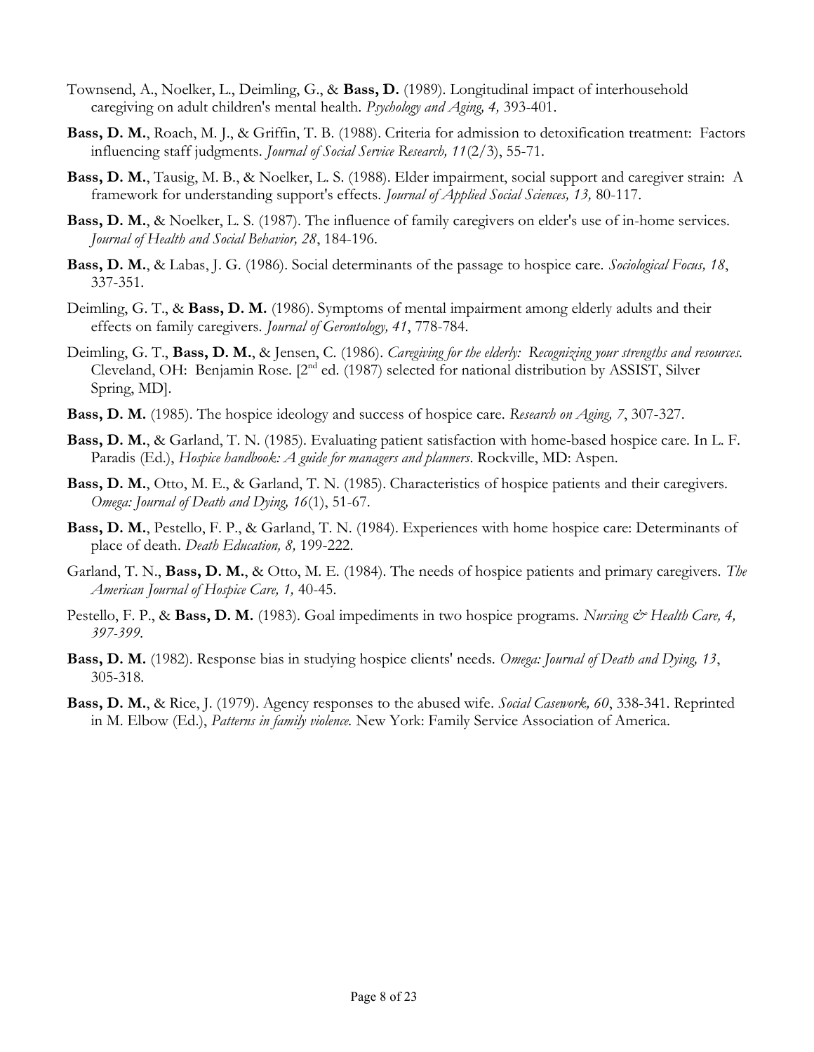Townsend, A., Noelker, L., Deimling, G., & **Bass, D.** (1989). Longitudinal impact of interhousehold caregiving on adult children's mental health. *Psychology and Aging, 4,* 393-401.

**Bass, D. M.**, Roach, M. J., & Griffin, T. B. (1988). Criteria for admission to detoxification treatment: Factors influencing staff judgments. *Journal of Social Service Research, 11*(2/3), 55-71.

**Bass, D. M.**, Tausig, M. B., & Noelker, L. S. (1988). Elder impairment, social support and caregiver strain: A framework for understanding support's effects. *Journal of Applied Social Sciences, 13,* 80-117.

**Bass, D. M.**, & Noelker, L. S. (1987). The influence of family caregivers on elder's use of in-home services. *Journal of Health and Social Behavior, 28*, 184-196.

**Bass, D. M.**, & Labas, J. G. (1986). Social determinants of the passage to hospice care. *Sociological Focus, 18*, 337-351.

Deimling, G. T., & **Bass, D. M.** (1986). Symptoms of mental impairment among elderly adults and their effects on family caregivers. *Journal of Gerontology, 41*, 778-784.

Deimling, G. T., **Bass, D. M.**, & Jensen, C. (1986). *Caregiving for the elderly: Recognizing your strengths and resources.* Cleveland, OH: Benjamin Rose. [2nd ed. (1987) selected for national distribution by ASSIST, Silver Spring, MD].

**Bass, D. M.** (1985). The hospice ideology and success of hospice care. *Research on Aging, 7*, 307-327.

**Bass, D. M.**, & Garland, T. N. (1985). Evaluating patient satisfaction with home-based hospice care. In L. F. Paradis (Ed.), *Hospice handbook: A guide for managers and planners*. Rockville, MD: Aspen.

**Bass, D. M.**, Otto, M. E., & Garland, T. N. (1985). Characteristics of hospice patients and their caregivers. *Omega: Journal of Death and Dying, 16*(1), 51-67.

**Bass, D. M.**, Pestello, F. P., & Garland, T. N. (1984). Experiences with home hospice care: Determinants of place of death. *Death Education, 8,* 199-222.

Garland, T. N., **Bass, D. M.**, & Otto, M. E. (1984). The needs of hospice patients and primary caregivers. *The American Journal of Hospice Care, 1,* 40-45.

Pestello, F. P., & **Bass, D. M.** (1983). Goal impediments in two hospice programs. *Nursing & Health Care, 4, 397-399.*

**Bass, D. M.** (1982). Response bias in studying hospice clients' needs. *Omega: Journal of Death and Dying, 13*, 305-318.

**Bass, D. M.**, & Rice, J. (1979). Agency responses to the abused wife. *Social Casework, 60*, 338-341. Reprinted in M. Elbow (Ed.), *Patterns in family violence.* New York: Family Service Association of America.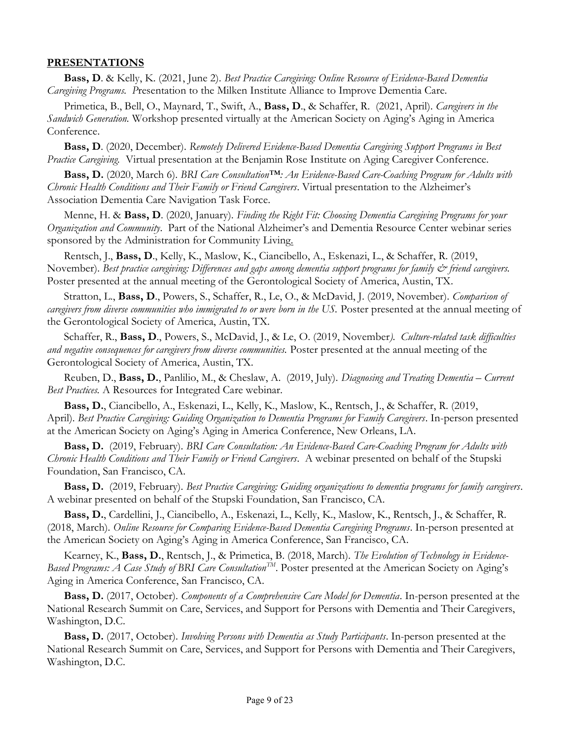## **PRESENTATIONS**

**Bass, D**. & Kelly, K. (2021, June 2). *Best Practice Caregiving: Online Resource of Evidence-Based Dementia Caregiving Programs.* Presentation to the Milken Institute Alliance to Improve Dementia Care.

Primetica, B., Bell, O., Maynard, T., Swift, A., **Bass, D**., & Schaffer, R. (2021, April). *Caregivers in the Sandwich Generation.* Workshop presented virtually at the American Society on Aging's Aging in America Conference.

**Bass, D**. (2020, December). *Remotely Delivered Evidence-Based Dementia Caregiving Support Programs in Best Practice Caregiving.* Virtual presentation at the Benjamin Rose Institute on Aging Caregiver Conference.

**Bass, D.** (2020, March 6). *BRI Care Consultation™: An Evidence-Based Care-Coaching Program for Adults with Chronic Health Conditions and Their Family or Friend Caregivers*. Virtual presentation to the Alzheimer's Association Dementia Care Navigation Task Force.

Menne, H. & **Bass, D**. (2020, January). *Finding the Right Fit: Choosing Dementia Caregiving Programs for your Organization and Community*. Part of the National Alzheimer's and Dementia Resource Center webinar series sponsored by the Administration for Community Living.

Rentsch, J., **Bass, D**., Kelly, K., Maslow, K., Ciancibello, A., Eskenazi, L., & Schaffer, R. (2019, November). *Best practice caregiving: Differences and gaps among dementia support programs for family & friend caregivers.* Poster presented at the annual meeting of the Gerontological Society of America, Austin, TX.

Stratton, L., **Bass, D**., Powers, S., Schaffer, R., Le, O., & McDavid, J. (2019, November). *Comparison of caregivers from diverse communities who immigrated to or were born in the US*. Poster presented at the annual meeting of the Gerontological Society of America, Austin, TX.

Schaffer, R., **Bass, D**., Powers, S., McDavid, J., & Le, O. (2019, November*). Culture-related task difficulties and negative consequences for caregivers from diverse communities.* Poster presented at the annual meeting of the Gerontological Society of America, Austin, TX.

Reuben, D., **Bass, D.**, Panlilio, M., & Cheslaw, A. (2019, July). *Diagnosing and Treating Dementia – Current Best Practices.* A Resources for Integrated Care webinar.

**Bass, D.**, Ciancibello, A., Eskenazi, L., Kelly, K., Maslow, K., Rentsch, J., & Schaffer, R. (2019, April). *Best Practice Caregiving: Guiding Organization to Dementia Programs for Family Caregivers*. In-person presented at the American Society on Aging's Aging in America Conference, New Orleans, LA.

**Bass, D.** (2019, February). *BRI Care Consultation: An Evidence-Based Care-Coaching Program for Adults with Chronic Health Conditions and Their Family or Friend Caregivers*. A webinar presented on behalf of the Stupski Foundation, San Francisco, CA.

**Bass, D.** (2019, February). *Best Practice Caregiving: Guiding organizations to dementia programs for family caregivers*. A webinar presented on behalf of the Stupski Foundation, San Francisco, CA.

**Bass, D.**, Cardellini, J., Ciancibello, A., Eskenazi, L., Kelly, K., Maslow, K., Rentsch, J., & Schaffer, R. (2018, March). *Online Resource for Comparing Evidence-Based Dementia Caregiving Programs*. In-person presented at the American Society on Aging's Aging in America Conference, San Francisco, CA.

Kearney, K., **Bass, D.**, Rentsch, J., & Primetica, B. (2018, March). *The Evolution of Technology in Evidence-Based Programs: A Case Study of BRI Care Consultation™*. Poster presented at the American Society on Aging's Aging in America Conference, San Francisco, CA.

**Bass, D.** (2017, October). *Components of a Comprehensive Care Model for Dementia*. In-person presented at the National Research Summit on Care, Services, and Support for Persons with Dementia and Their Caregivers, Washington, D.C.

**Bass, D.** (2017, October). *Involving Persons with Dementia as Study Participants*. In-person presented at the National Research Summit on Care, Services, and Support for Persons with Dementia and Their Caregivers, Washington, D.C.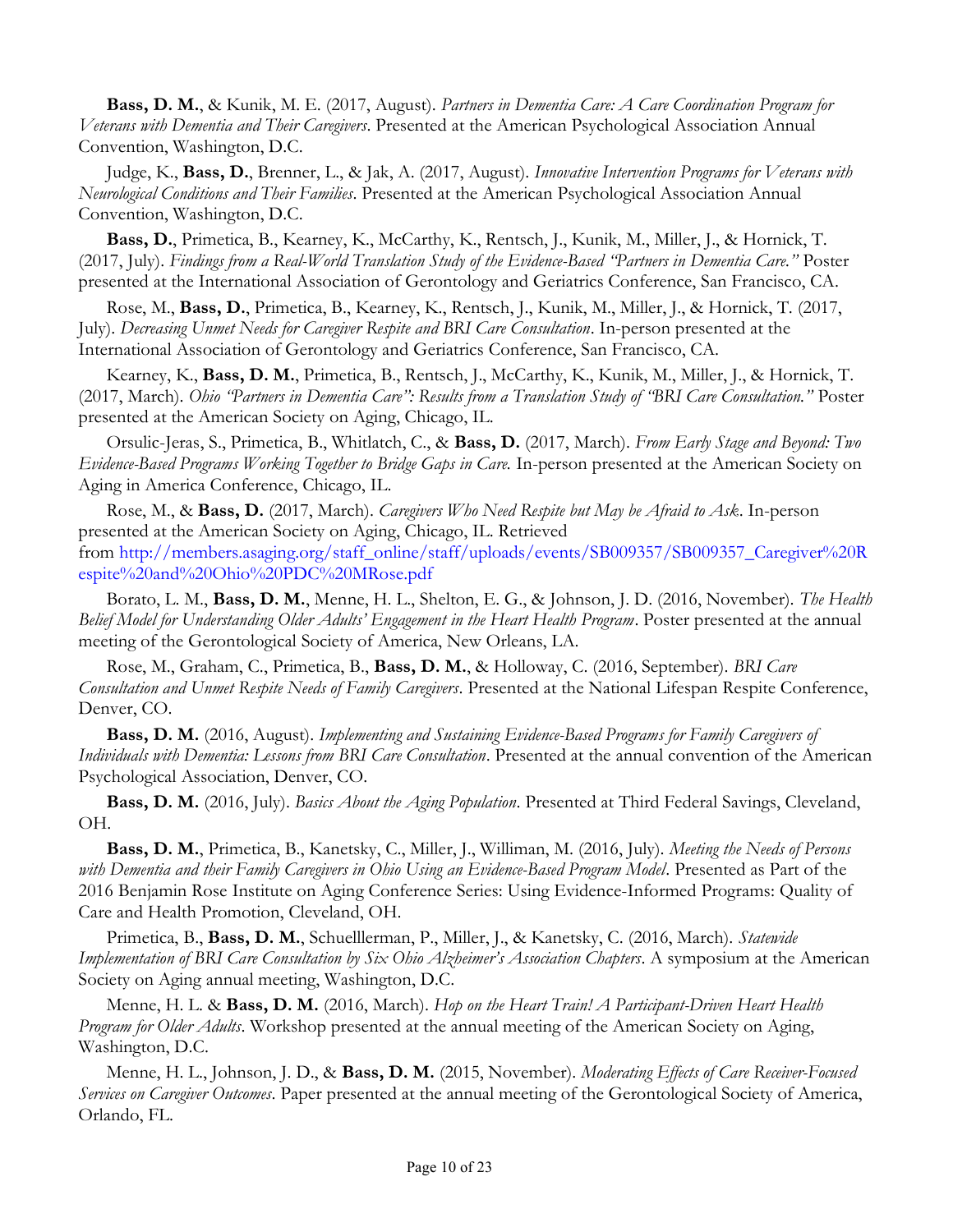**Bass, D. M.**, & Kunik, M. E. (2017, August). *Partners in Dementia Care: A Care Coordination Program for Veterans with Dementia and Their Caregivers*. Presented at the American Psychological Association Annual Convention, Washington, D.C.

Judge, K., **Bass, D.**, Brenner, L., & Jak, A. (2017, August). *Innovative Intervention Programs for Veterans with Neurological Conditions and Their Families*. Presented at the American Psychological Association Annual Convention, Washington, D.C.

**Bass, D.**, Primetica, B., Kearney, K., McCarthy, K., Rentsch, J., Kunik, M., Miller, J., & Hornick, T. (2017, July). *Findings from a Real-World Translation Study of the Evidence-Based "Partners in Dementia Care."* Poster presented at the International Association of Gerontology and Geriatrics Conference, San Francisco, CA.

Rose, M., **Bass, D.**, Primetica, B., Kearney, K., Rentsch, J., Kunik, M., Miller, J., & Hornick, T. (2017, July). *Decreasing Unmet Needs for Caregiver Respite and BRI Care Consultation*. In-person presented at the International Association of Gerontology and Geriatrics Conference, San Francisco, CA.

Kearney, K., **Bass, D. M.**, Primetica, B., Rentsch, J., McCarthy, K., Kunik, M., Miller, J., & Hornick, T. (2017, March). *Ohio "Partners in Dementia Care": Results from a Translation Study of "BRI Care Consultation."* Poster presented at the American Society on Aging, Chicago, IL.

Orsulic-Jeras, S., Primetica, B., Whitlatch, C., & **Bass, D.** (2017, March). *From Early Stage and Beyond: Two Evidence-Based Programs Working Together to Bridge Gaps in Care.* In-person presented at the American Society on Aging in America Conference, Chicago, IL.

Rose, M., & **Bass, D.** (2017, March). *Caregivers Who Need Respite but May be Afraid to Ask*. In-person presented at the American Society on Aging, Chicago, IL. Retrieved from http://members.asaging.org/staff_online/staff/uploads/events/SB009357/SB009357_Caregiver%20Respite%20and%20Ohio%20PDC%20MRose.pdf

Borato, L. M., **Bass, D. M.**, Menne, H. L., Shelton, E. G., & Johnson, J. D. (2016, November). *The Health Belief Model for Understanding Older Adults' Engagement in the Heart Health Program*. Poster presented at the annual meeting of the Gerontological Society of America, New Orleans, LA.

Rose, M., Graham, C., Primetica, B., **Bass, D. M.**, & Holloway, C. (2016, September). *BRI Care Consultation and Unmet Respite Needs of Family Caregivers*. Presented at the National Lifespan Respite Conference, Denver, CO.

**Bass, D. M.** (2016, August). *Implementing and Sustaining Evidence-Based Programs for Family Caregivers of Individuals with Dementia: Lessons from BRI Care Consultation*. Presented at the annual convention of the American Psychological Association, Denver, CO.

**Bass, D. M.** (2016, July). *Basics About the Aging Population*. Presented at Third Federal Savings, Cleveland, OH.

**Bass, D. M.**, Primetica, B., Kanetsky, C., Miller, J., Williman, M. (2016, July). *Meeting the Needs of Persons with Dementia and their Family Caregivers in Ohio Using an Evidence-Based Program Model*. Presented as Part of the 2016 Benjamin Rose Institute on Aging Conference Series: Using Evidence-Informed Programs: Quality of Care and Health Promotion, Cleveland, OH.

Primetica, B., **Bass, D. M.**, Schuellerman, P., Miller, J., & Kanetsky, C. (2016, March). *Statewide Implementation of BRI Care Consultation by Six Ohio Alzheimer's Association Chapters*. A symposium at the American Society on Aging annual meeting, Washington, D.C.

Menne, H. L. & **Bass, D. M.** (2016, March). *Hop on the Heart Train! A Participant-Driven Heart Health Program for Older Adults*. Workshop presented at the annual meeting of the American Society on Aging, Washington, D.C.

Menne, H. L., Johnson, J. D., & **Bass, D. M.** (2015, November). *Moderating Effects of Care Receiver-Focused Services on Caregiver Outcomes*. Paper presented at the annual meeting of the Gerontological Society of America, Orlando, FL.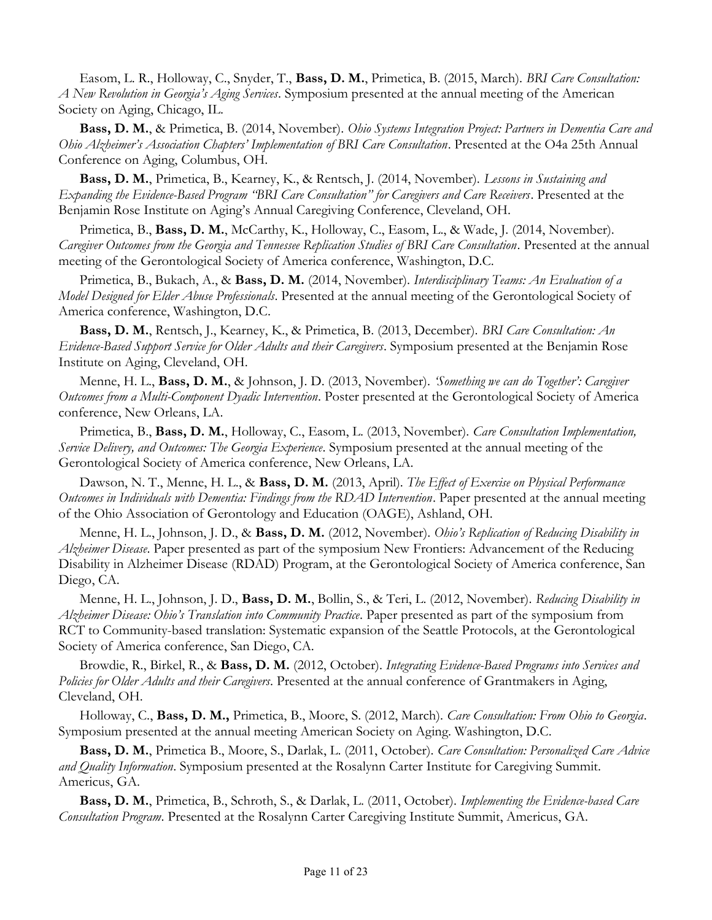Easom, L. R., Holloway, C., Snyder, T., **Bass, D. M.**, Primetica, B. (2015, March). *BRI Care Consultation: A New Revolution in Georgia's Aging Services*. Symposium presented at the annual meeting of the American Society on Aging, Chicago, IL.

**Bass, D. M.**, & Primetica, B. (2014, November). *Ohio Systems Integration Project: Partners in Dementia Care and Ohio Alzheimer's Association Chapters' Implementation of BRI Care Consultation*. Presented at the O4a 25th Annual Conference on Aging, Columbus, OH.

**Bass, D. M.**, Primetica, B., Kearney, K., & Rentsch, J. (2014, November). *Lessons in Sustaining and Expanding the Evidence-Based Program "BRI Care Consultation" for Caregivers and Care Receivers*. Presented at the Benjamin Rose Institute on Aging's Annual Caregiving Conference, Cleveland, OH.

Primetica, B., **Bass, D. M.**, McCarthy, K., Holloway, C., Easom, L., & Wade, J. (2014, November). *Caregiver Outcomes from the Georgia and Tennessee Replication Studies of BRI Care Consultation*. Presented at the annual meeting of the Gerontological Society of America conference, Washington, D.C.

Primetica, B., Bukach, A., & **Bass, D. M.** (2014, November). *Interdisciplinary Teams: An Evaluation of a Model Designed for Elder Abuse Professionals*. Presented at the annual meeting of the Gerontological Society of America conference, Washington, D.C.

**Bass, D. M.**, Rentsch, J., Kearney, K., & Primetica, B. (2013, December). *BRI Care Consultation: An Evidence-Based Support Service for Older Adults and their Caregivers*. Symposium presented at the Benjamin Rose Institute on Aging, Cleveland, OH.

Menne, H. L., **Bass, D. M.**, & Johnson, J. D. (2013, November). *'Something we can do Together': Caregiver Outcomes from a Multi-Component Dyadic Intervention*. Poster presented at the Gerontological Society of America conference, New Orleans, LA.

Primetica, B., **Bass, D. M.**, Holloway, C., Easom, L. (2013, November). *Care Consultation Implementation, Service Delivery, and Outcomes: The Georgia Experience*. Symposium presented at the annual meeting of the Gerontological Society of America conference, New Orleans, LA.

Dawson, N. T., Menne, H. L., & **Bass, D. M.** (2013, April). *The Effect of Exercise on Physical Performance Outcomes in Individuals with Dementia: Findings from the RDAD Intervention*. Paper presented at the annual meeting of the Ohio Association of Gerontology and Education (OAGE), Ashland, OH.

Menne, H. L., Johnson, J. D., & **Bass, D. M.** (2012, November). *Ohio's Replication of Reducing Disability in Alzheimer Disease*. Paper presented as part of the symposium New Frontiers: Advancement of the Reducing Disability in Alzheimer Disease (RDAD) Program, at the Gerontological Society of America conference, San Diego, CA.

Menne, H. L., Johnson, J. D., **Bass, D. M.**, Bollin, S., & Teri, L. (2012, November). *Reducing Disability in Alzheimer Disease: Ohio's Translation into Community Practice*. Paper presented as part of the symposium from RCT to Community-based translation: Systematic expansion of the Seattle Protocols, at the Gerontological Society of America conference, San Diego, CA.

Browdie, R., Birkel, R., & **Bass, D. M.** (2012, October). *Integrating Evidence-Based Programs into Services and Policies for Older Adults and their Caregivers*. Presented at the annual conference of Grantmakers in Aging, Cleveland, OH.

Holloway, C., **Bass, D. M.,** Primetica, B., Moore, S. (2012, March). *Care Consultation: From Ohio to Georgia*. Symposium presented at the annual meeting American Society on Aging. Washington, D.C.

**Bass, D. M.**, Primetica B., Moore, S., Darlak, L. (2011, October). *Care Consultation: Personalized Care Advice and Quality Information*. Symposium presented at the Rosalynn Carter Institute for Caregiving Summit. Americus, GA.

**Bass, D. M.**, Primetica, B., Schroth, S., & Darlak, L. (2011, October). *Implementing the Evidence-based Care Consultation Program*. Presented at the Rosalynn Carter Caregiving Institute Summit, Americus, GA.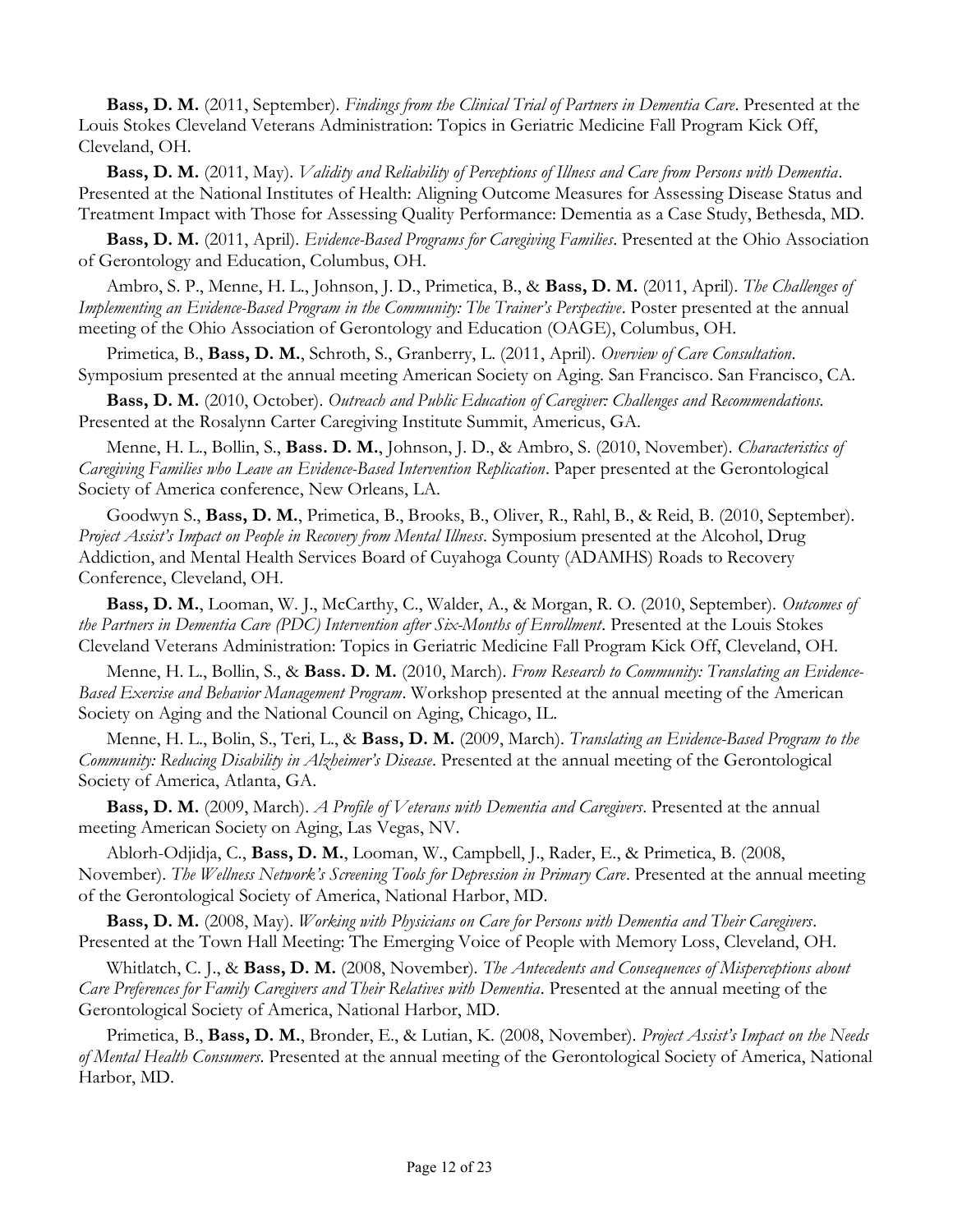**Bass, D. M.** (2011, September). *Findings from the Clinical Trial of Partners in Dementia Care*. Presented at the Louis Stokes Cleveland Veterans Administration: Topics in Geriatric Medicine Fall Program Kick Off, Cleveland, OH.

**Bass, D. M.** (2011, May). *Validity and Reliability of Perceptions of Illness and Care from Persons with Dementia*. Presented at the National Institutes of Health: Aligning Outcome Measures for Assessing Disease Status and Treatment Impact with Those for Assessing Quality Performance: Dementia as a Case Study, Bethesda, MD.

**Bass, D. M.** (2011, April). *Evidence-Based Programs for Caregiving Families*. Presented at the Ohio Association of Gerontology and Education, Columbus, OH.

Ambro, S. P., Menne, H. L., Johnson, J. D., Primetica, B., & **Bass, D. M.** (2011, April). *The Challenges of Implementing an Evidence-Based Program in the Community: The Trainer's Perspective*. Poster presented at the annual meeting of the Ohio Association of Gerontology and Education (OAGE), Columbus, OH.

Primetica, B., **Bass, D. M.**, Schroth, S., Granberry, L. (2011, April). *Overview of Care Consultation*. Symposium presented at the annual meeting American Society on Aging. San Francisco. San Francisco, CA.

**Bass, D. M.** (2010, October). *Outreach and Public Education of Caregiver: Challenges and Recommendations.* Presented at the Rosalynn Carter Caregiving Institute Summit, Americus, GA.

Menne, H. L., Bollin, S., **Bass. D. M.**, Johnson, J. D., & Ambro, S. (2010, November). *Characteristics of Caregiving Families who Leave an Evidence-Based Intervention Replication*. Paper presented at the Gerontological Society of America conference, New Orleans, LA.

Goodwyn S., **Bass, D. M.**, Primetica, B., Brooks, B., Oliver, R., Rahl, B., & Reid, B. (2010, September). *Project Assist's Impact on People in Recovery from Mental Illness*. Symposium presented at the Alcohol, Drug Addiction, and Mental Health Services Board of Cuyahoga County (ADAMHS) Roads to Recovery Conference, Cleveland, OH.

**Bass, D. M.**, Looman, W. J., McCarthy, C., Walder, A., & Morgan, R. O. (2010, September). *Outcomes of the Partners in Dementia Care (PDC) Intervention after Six-Months of Enrollment*. Presented at the Louis Stokes Cleveland Veterans Administration: Topics in Geriatric Medicine Fall Program Kick Off, Cleveland, OH.

Menne, H. L., Bollin, S., & **Bass. D. M.** (2010, March). *From Research to Community: Translating an Evidence-Based Exercise and Behavior Management Program*. Workshop presented at the annual meeting of the American Society on Aging and the National Council on Aging, Chicago, IL.

Menne, H. L., Bolin, S., Teri, L., & **Bass, D. M.** (2009, March). *Translating an Evidence-Based Program to the Community: Reducing Disability in Alzheimer's Disease*. Presented at the annual meeting of the Gerontological Society of America, Atlanta, GA.

**Bass, D. M.** (2009, March). *A Profile of Veterans with Dementia and Caregivers*. Presented at the annual meeting American Society on Aging, Las Vegas, NV.

Ablorh-Odjidja, C., **Bass, D. M.**, Looman, W., Campbell, J., Rader, E., & Primetica, B. (2008, November). *The Wellness Network's Screening Tools for Depression in Primary Care*. Presented at the annual meeting of the Gerontological Society of America, National Harbor, MD.

**Bass, D. M.** (2008, May). *Working with Physicians on Care for Persons with Dementia and Their Caregivers*. Presented at the Town Hall Meeting: The Emerging Voice of People with Memory Loss, Cleveland, OH.

Whitlatch, C. J., & **Bass, D. M.** (2008, November). *The Antecedents and Consequences of Misperceptions about Care Preferences for Family Caregivers and Their Relatives with Dementia*. Presented at the annual meeting of the Gerontological Society of America, National Harbor, MD.

Primetica, B., **Bass, D. M.**, Bronder, E., & Lutian, K. (2008, November). *Project Assist's Impact on the Needs of Mental Health Consumers*. Presented at the annual meeting of the Gerontological Society of America, National Harbor, MD.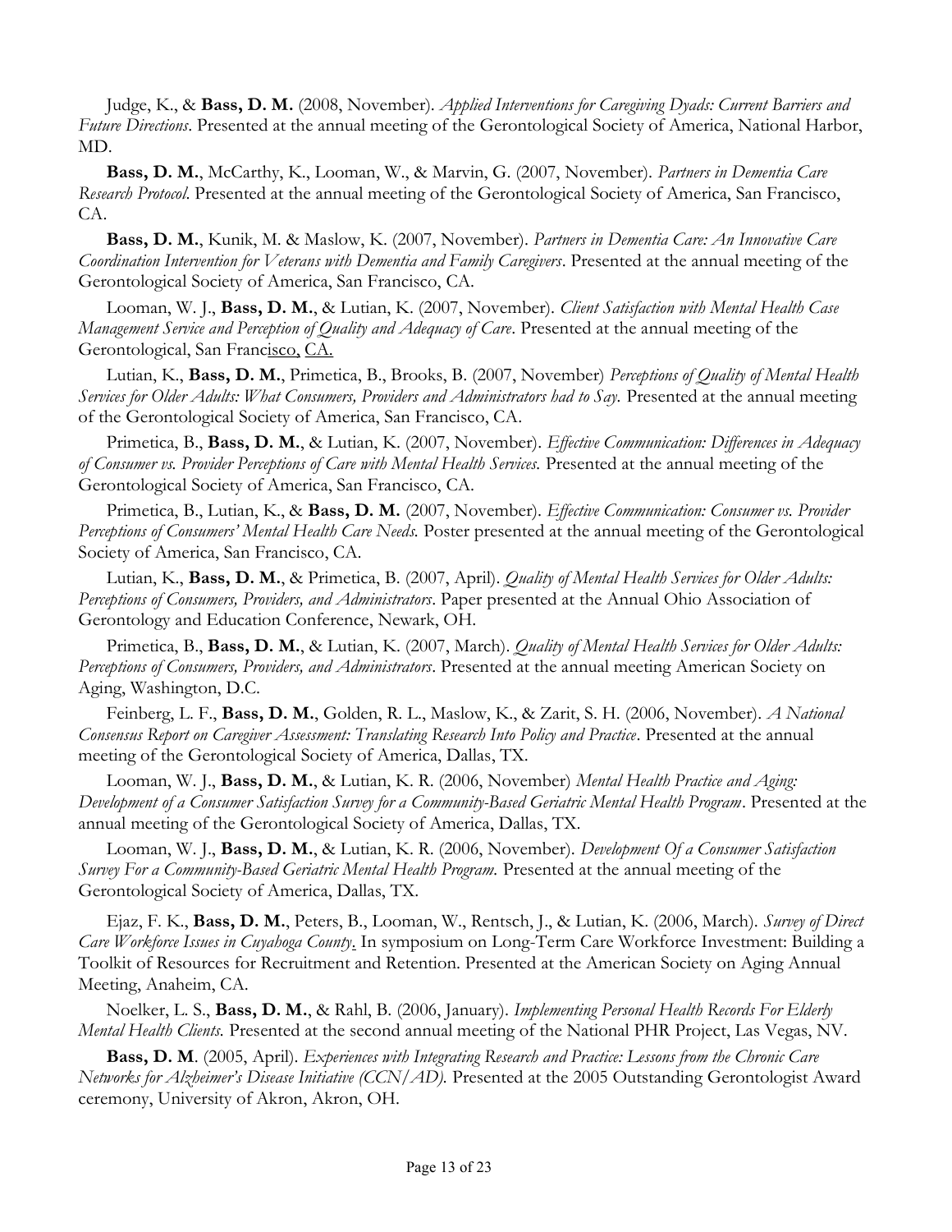Judge, K., & **Bass, D. M.** (2008, November). *Applied Interventions for Caregiving Dyads: Current Barriers and Future Directions*. Presented at the annual meeting of the Gerontological Society of America, National Harbor, MD.

**Bass, D. M.**, McCarthy, K., Looman, W., & Marvin, G. (2007, November). *Partners in Dementia Care Research Protocol.* Presented at the annual meeting of the Gerontological Society of America, San Francisco, CA.

**Bass, D. M.**, Kunik, M. & Maslow, K. (2007, November). *Partners in Dementia Care: An Innovative Care Coordination Intervention for Veterans with Dementia and Family Caregivers*. Presented at the annual meeting of the Gerontological Society of America, San Francisco, CA.

Looman, W. J., **Bass, D. M.**, & Lutian, K. (2007, November). *Client Satisfaction with Mental Health Case Management Service and Perception of Quality and Adequacy of Care*. Presented at the annual meeting of the Gerontological, San Francisco, CA.

Lutian, K., **Bass, D. M.**, Primetica, B., Brooks, B. (2007, November) *Perceptions of Quality of Mental Health Services for Older Adults: What Consumers, Providers and Administrators had to Say.* Presented at the annual meeting of the Gerontological Society of America, San Francisco, CA.

Primetica, B., **Bass, D. M.**, & Lutian, K. (2007, November). *Effective Communication: Differences in Adequacy of Consumer vs. Provider Perceptions of Care with Mental Health Services.* Presented at the annual meeting of the Gerontological Society of America, San Francisco, CA.

Primetica, B., Lutian, K., & **Bass, D. M.** (2007, November). *Effective Communication: Consumer vs. Provider Perceptions of Consumers' Mental Health Care Needs.* Poster presented at the annual meeting of the Gerontological Society of America, San Francisco, CA.

Lutian, K., **Bass, D. M.**, & Primetica, B. (2007, April). *Quality of Mental Health Services for Older Adults: Perceptions of Consumers, Providers, and Administrators*. Paper presented at the Annual Ohio Association of Gerontology and Education Conference, Newark, OH.

Primetica, B., **Bass, D. M.**, & Lutian, K. (2007, March). *Quality of Mental Health Services for Older Adults: Perceptions of Consumers, Providers, and Administrators*. Presented at the annual meeting American Society on Aging, Washington, D.C.

Feinberg, L. F., **Bass, D. M.**, Golden, R. L., Maslow, K., & Zarit, S. H. (2006, November). *A National Consensus Report on Caregiver Assessment: Translating Research Into Policy and Practice*. Presented at the annual meeting of the Gerontological Society of America, Dallas, TX.

Looman, W. J., **Bass, D. M.**, & Lutian, K. R. (2006, November) *Mental Health Practice and Aging: Development of a Consumer Satisfaction Survey for a Community-Based Geriatric Mental Health Program*. Presented at the annual meeting of the Gerontological Society of America, Dallas, TX.

Looman, W. J., **Bass, D. M.**, & Lutian, K. R. (2006, November). *Development Of a Consumer Satisfaction Survey For a Community-Based Geriatric Mental Health Program.* Presented at the annual meeting of the Gerontological Society of America, Dallas, TX.

Ejaz, F. K., **Bass, D. M.**, Peters, B., Looman, W., Rentsch, J., & Lutian, K. (2006, March). *Survey of Direct Care Workforce Issues in Cuyahoga County*. In symposium on Long-Term Care Workforce Investment: Building a Toolkit of Resources for Recruitment and Retention. Presented at the American Society on Aging Annual Meeting, Anaheim, CA.

Noelker, L. S., **Bass, D. M.**, & Rahl, B. (2006, January). *Implementing Personal Health Records For Elderly Mental Health Clients.* Presented at the second annual meeting of the National PHR Project, Las Vegas, NV.

**Bass, D. M**. (2005, April). *Experiences with Integrating Research and Practice: Lessons from the Chronic Care Networks for Alzheimer's Disease Initiative (CCN/AD).* Presented at the 2005 Outstanding Gerontologist Award ceremony, University of Akron, Akron, OH.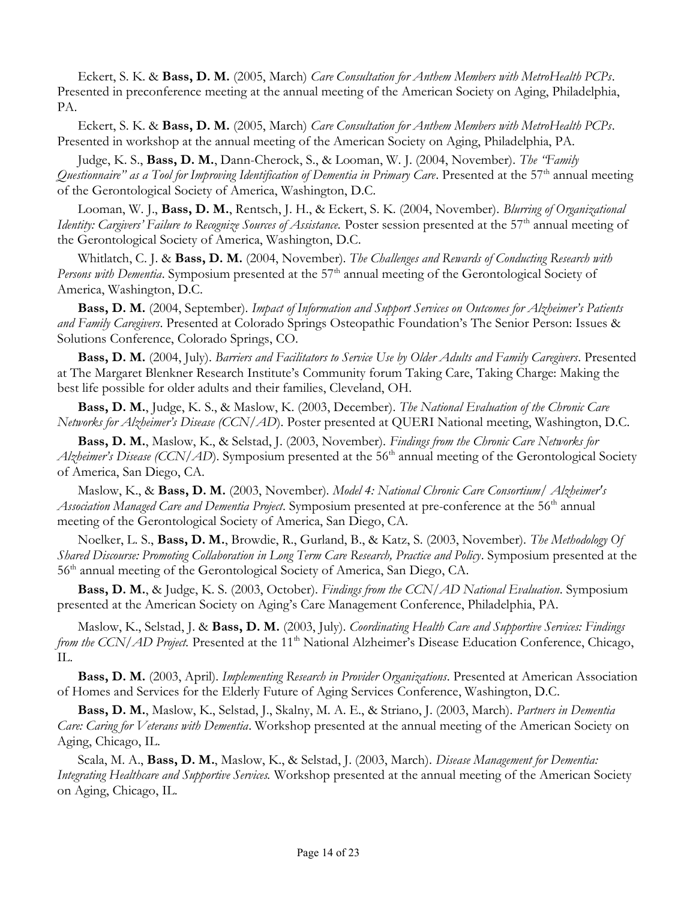Eckert, S. K. & **Bass, D. M.** (2005, March) *Care Consultation for Anthem Members with MetroHealth PCPs*. Presented in preconference meeting at the annual meeting of the American Society on Aging, Philadelphia, PA.

Eckert, S. K. & **Bass, D. M.** (2005, March) *Care Consultation for Anthem Members with MetroHealth PCPs*. Presented in workshop at the annual meeting of the American Society on Aging, Philadelphia, PA.

Judge, K. S., **Bass, D. M.**, Dann-Cherock, S., & Looman, W. J. (2004, November). *The "Family Questionnaire" as a Tool for Improving Identification of Dementia in Primary Care*. Presented at the 57th annual meeting of the Gerontological Society of America, Washington, D.C.

Looman, W. J., **Bass, D. M.**, Rentsch, J. H., & Eckert, S. K. (2004, November). *Blurring of Organizational Identity: Cargivers' Failure to Recognize Sources of Assistance.* Poster session presented at the 57th annual meeting of the Gerontological Society of America, Washington, D.C.

Whitlatch, C. J. & **Bass, D. M.** (2004, November). *The Challenges and Rewards of Conducting Research with Persons with Dementia*. Symposium presented at the 57th annual meeting of the Gerontological Society of America, Washington, D.C.

**Bass, D. M.** (2004, September). *Impact of Information and Support Services on Outcomes for Alzheimer's Patients and Family Caregivers*. Presented at Colorado Springs Osteopathic Foundation's The Senior Person: Issues & Solutions Conference, Colorado Springs, CO.

**Bass, D. M.** (2004, July). *Barriers and Facilitators to Service Use by Older Adults and Family Caregivers*. Presented at The Margaret Blenkner Research Institute's Community forum Taking Care, Taking Charge: Making the best life possible for older adults and their families, Cleveland, OH.

**Bass, D. M.**, Judge, K. S., & Maslow, K. (2003, December). *The National Evaluation of the Chronic Care Networks for Alzheimer's Disease (CCN/AD*). Poster presented at QUERI National meeting, Washington, D.C.

**Bass, D. M.**, Maslow, K., & Selstad, J. (2003, November). *Findings from the Chronic Care Networks for Alzheimer's Disease (CCN/AD*). Symposium presented at the 56th annual meeting of the Gerontological Society of America, San Diego, CA.

Maslow, K., & **Bass, D. M.** (2003, November). *Model 4: National Chronic Care Consortium/ Alzheimer's Association Managed Care and Dementia Project*. Symposium presented at pre-conference at the 56th annual meeting of the Gerontological Society of America, San Diego, CA.

Noelker, L. S., **Bass, D. M.**, Browdie, R., Gurland, B., & Katz, S. (2003, November). *The Methodology Of Shared Discourse: Promoting Collaboration in Long Term Care Research, Practice and Policy*. Symposium presented at the 56th annual meeting of the Gerontological Society of America, San Diego, CA.

**Bass, D. M.**, & Judge, K. S. (2003, October). *Findings from the CCN/AD National Evaluation*. Symposium presented at the American Society on Aging's Care Management Conference, Philadelphia, PA.

Maslow, K., Selstad, J. & **Bass, D. M.** (2003, July). *Coordinating Health Care and Supportive Services: Findings from the CCN/AD Project.* Presented at the 11th National Alzheimer's Disease Education Conference, Chicago, IL.

**Bass, D. M.** (2003, April). *Implementing Research in Provider Organizations*. Presented at American Association of Homes and Services for the Elderly Future of Aging Services Conference, Washington, D.C.

**Bass, D. M.**, Maslow, K., Selstad, J., Skalny, M. A. E., & Striano, J. (2003, March). *Partners in Dementia Care: Caring for Veterans with Dementia*. Workshop presented at the annual meeting of the American Society on Aging, Chicago, IL.

Scala, M. A., **Bass, D. M.**, Maslow, K., & Selstad, J. (2003, March). *Disease Management for Dementia: Integrating Healthcare and Supportive Services.* Workshop presented at the annual meeting of the American Society on Aging, Chicago, IL.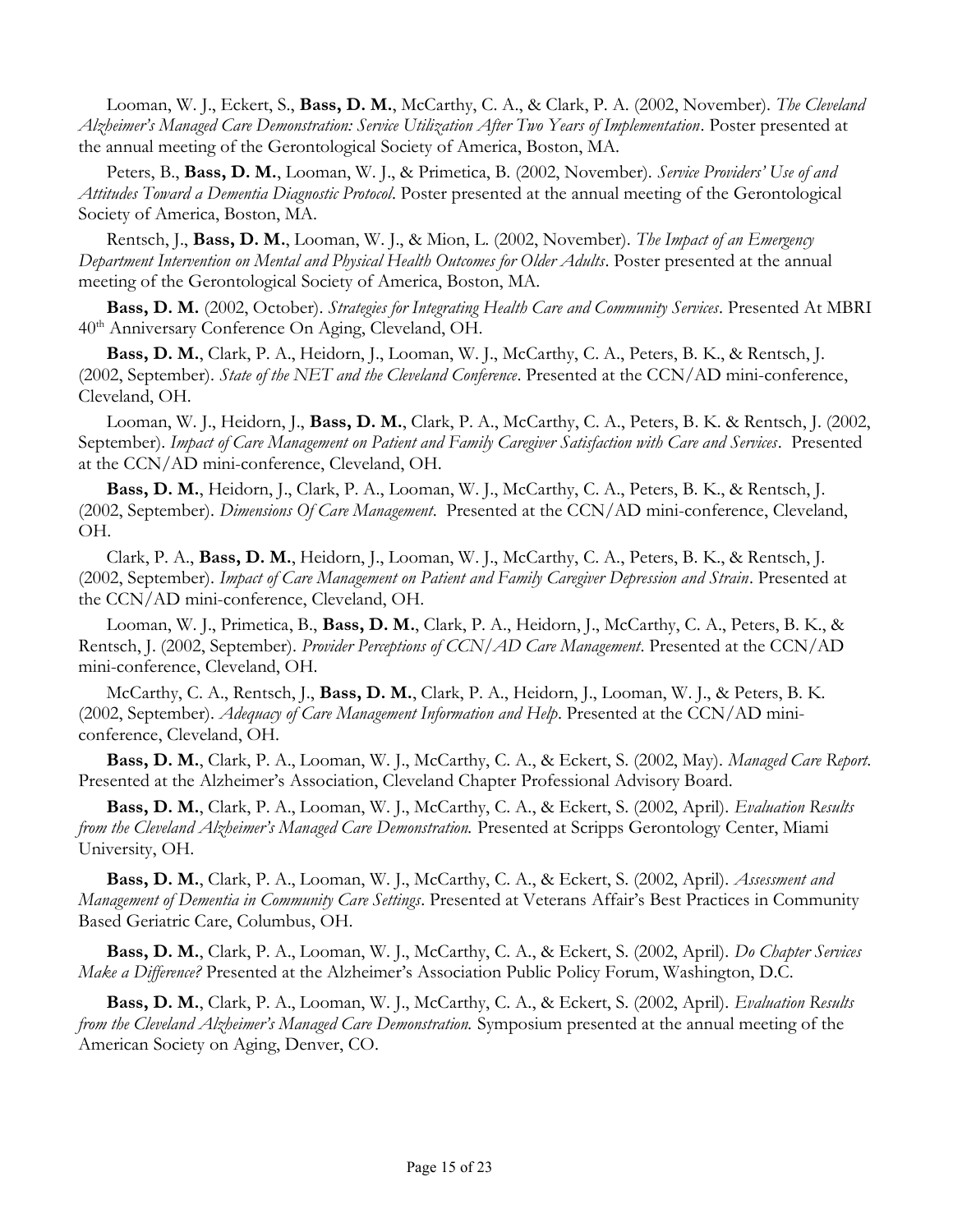Looman, W. J., Eckert, S., **Bass, D. M.**, McCarthy, C. A., & Clark, P. A. (2002, November). *The Cleveland Alzheimer's Managed Care Demonstration: Service Utilization After Two Years of Implementation*. Poster presented at the annual meeting of the Gerontological Society of America, Boston, MA.

Peters, B., **Bass, D. M.**, Looman, W. J., & Primetica, B. (2002, November). *Service Providers' Use of and Attitudes Toward a Dementia Diagnostic Protocol*. Poster presented at the annual meeting of the Gerontological Society of America, Boston, MA.

Rentsch, J., **Bass, D. M.**, Looman, W. J., & Mion, L. (2002, November). *The Impact of an Emergency Department Intervention on Mental and Physical Health Outcomes for Older Adults*. Poster presented at the annual meeting of the Gerontological Society of America, Boston, MA.

**Bass, D. M.** (2002, October). *Strategies for Integrating Health Care and Community Services*. Presented At MBRI 40th Anniversary Conference On Aging, Cleveland, OH.

**Bass, D. M.**, Clark, P. A., Heidorn, J., Looman, W. J., McCarthy, C. A., Peters, B. K., & Rentsch, J. (2002, September). *State of the NET and the Cleveland Conference*. Presented at the CCN/AD mini-conference, Cleveland, OH.

Looman, W. J., Heidorn, J., **Bass, D. M.**, Clark, P. A., McCarthy, C. A., Peters, B. K. & Rentsch, J. (2002, September). *Impact of Care Management on Patient and Family Caregiver Satisfaction with Care and Services*. Presented at the CCN/AD mini-conference, Cleveland, OH.

**Bass, D. M.**, Heidorn, J., Clark, P. A., Looman, W. J., McCarthy, C. A., Peters, B. K., & Rentsch, J. (2002, September). *Dimensions Of Care Management*. Presented at the CCN/AD mini-conference, Cleveland, OH.

Clark, P. A., **Bass, D. M.**, Heidorn, J., Looman, W. J., McCarthy, C. A., Peters, B. K., & Rentsch, J. (2002, September). *Impact of Care Management on Patient and Family Caregiver Depression and Strain*. Presented at the CCN/AD mini-conference, Cleveland, OH.

Looman, W. J., Primetica, B., **Bass, D. M.**, Clark, P. A., Heidorn, J., McCarthy, C. A., Peters, B. K., & Rentsch, J. (2002, September). *Provider Perceptions of CCN/AD Care Management*. Presented at the CCN/AD mini-conference, Cleveland, OH.

McCarthy, C. A., Rentsch, J., **Bass, D. M.**, Clark, P. A., Heidorn, J., Looman, W. J., & Peters, B. K. (2002, September). *Adequacy of Care Management Information and Help*. Presented at the CCN/AD mini-conference, Cleveland, OH.

**Bass, D. M.**, Clark, P. A., Looman, W. J., McCarthy, C. A., & Eckert, S. (2002, May). *Managed Care Report*. Presented at the Alzheimer's Association, Cleveland Chapter Professional Advisory Board.

**Bass, D. M.**, Clark, P. A., Looman, W. J., McCarthy, C. A., & Eckert, S. (2002, April). *Evaluation Results from the Cleveland Alzheimer's Managed Care Demonstration.* Presented at Scripps Gerontology Center, Miami University, OH.

**Bass, D. M.**, Clark, P. A., Looman, W. J., McCarthy, C. A., & Eckert, S. (2002, April). *Assessment and Management of Dementia in Community Care Settings*. Presented at Veterans Affair's Best Practices in Community Based Geriatric Care, Columbus, OH.

**Bass, D. M.**, Clark, P. A., Looman, W. J., McCarthy, C. A., & Eckert, S. (2002, April). *Do Chapter Services Make a Difference?* Presented at the Alzheimer's Association Public Policy Forum, Washington, D.C.

**Bass, D. M.**, Clark, P. A., Looman, W. J., McCarthy, C. A., & Eckert, S. (2002, April). *Evaluation Results from the Cleveland Alzheimer's Managed Care Demonstration.* Symposium presented at the annual meeting of the American Society on Aging, Denver, CO.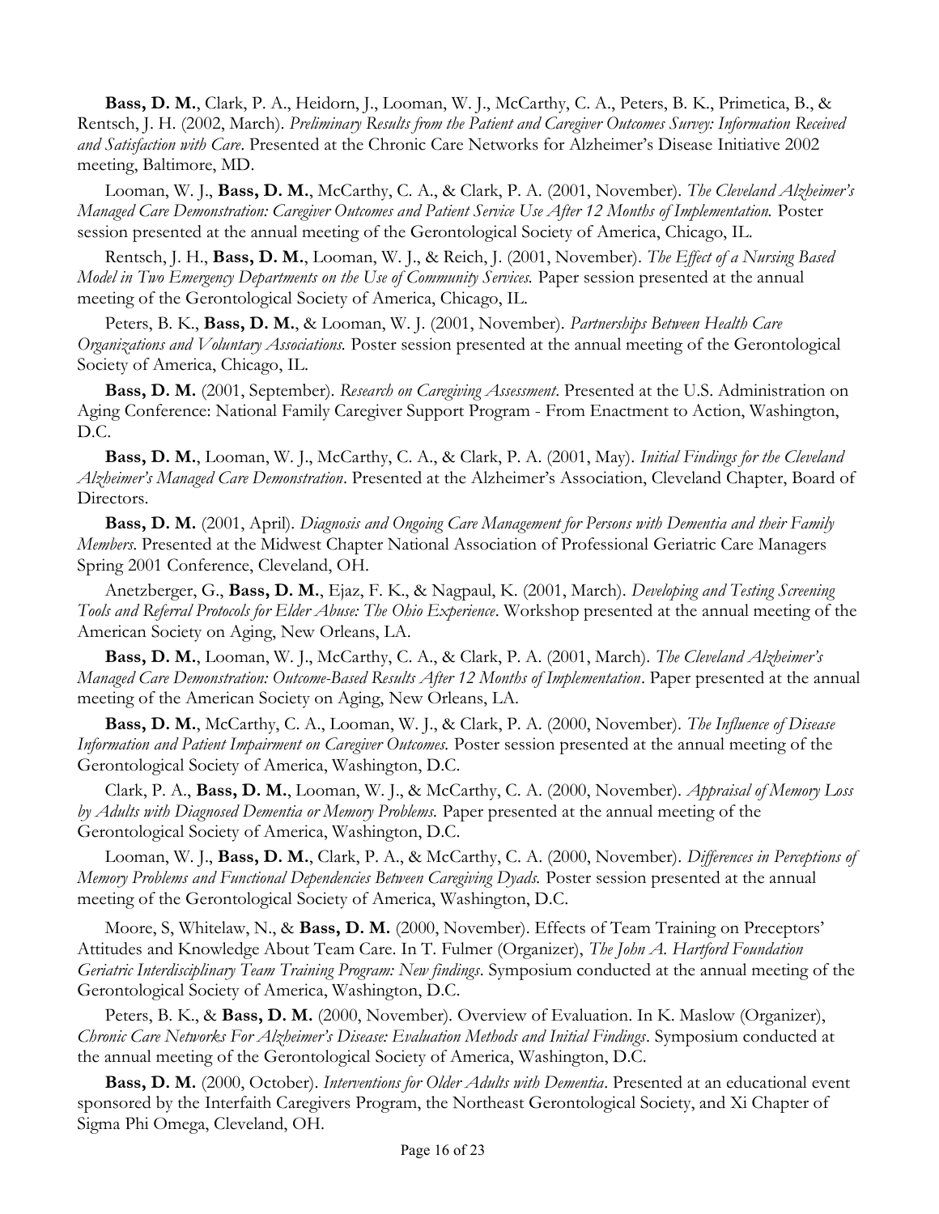**Bass, D. M.**, Clark, P. A., Heidorn, J., Looman, W. J., McCarthy, C. A., Peters, B. K., Primetica, B., & Rentsch, J. H. (2002, March). *Preliminary Results from the Patient and Caregiver Outcomes Survey: Information Received and Satisfaction with Care*. Presented at the Chronic Care Networks for Alzheimer's Disease Initiative 2002 meeting, Baltimore, MD.

Looman, W. J., **Bass, D. M.**, McCarthy, C. A., & Clark, P. A. (2001, November). *The Cleveland Alzheimer's Managed Care Demonstration: Caregiver Outcomes and Patient Service Use After 12 Months of Implementation.* Poster session presented at the annual meeting of the Gerontological Society of America, Chicago, IL.

Rentsch, J. H., **Bass, D. M.**, Looman, W. J., & Reich, J. (2001, November). *The Effect of a Nursing Based Model in Two Emergency Departments on the Use of Community Services.* Paper session presented at the annual meeting of the Gerontological Society of America, Chicago, IL.

Peters, B. K., **Bass, D. M.**, & Looman, W. J. (2001, November). *Partnerships Between Health Care Organizations and Voluntary Associations.* Poster session presented at the annual meeting of the Gerontological Society of America, Chicago, IL.

**Bass, D. M.** (2001, September). *Research on Caregiving Assessment*. Presented at the U.S. Administration on Aging Conference: National Family Caregiver Support Program - From Enactment to Action, Washington, D.C.

**Bass, D. M.**, Looman, W. J., McCarthy, C. A., & Clark, P. A. (2001, May). *Initial Findings for the Cleveland Alzheimer's Managed Care Demonstration*. Presented at the Alzheimer's Association, Cleveland Chapter, Board of Directors.

**Bass, D. M.** (2001, April). *Diagnosis and Ongoing Care Management for Persons with Dementia and their Family Members*. Presented at the Midwest Chapter National Association of Professional Geriatric Care Managers Spring 2001 Conference, Cleveland, OH.

Anetzberger, G., **Bass, D. M.**, Ejaz, F. K., & Nagpaul, K. (2001, March). *Developing and Testing Screening Tools and Referral Protocols for Elder Abuse: The Ohio Experience*. Workshop presented at the annual meeting of the American Society on Aging, New Orleans, LA.

**Bass, D. M.**, Looman, W. J., McCarthy, C. A., & Clark, P. A. (2001, March). *The Cleveland Alzheimer's Managed Care Demonstration: Outcome-Based Results After 12 Months of Implementation*. Paper presented at the annual meeting of the American Society on Aging, New Orleans, LA.

**Bass, D. M.**, McCarthy, C. A., Looman, W. J., & Clark, P. A. (2000, November). *The Influence of Disease Information and Patient Impairment on Caregiver Outcomes.* Poster session presented at the annual meeting of the Gerontological Society of America, Washington, D.C.

Clark, P. A., **Bass, D. M.**, Looman, W. J., & McCarthy, C. A. (2000, November). *Appraisal of Memory Loss by Adults with Diagnosed Dementia or Memory Problems.* Paper presented at the annual meeting of the Gerontological Society of America, Washington, D.C.

Looman, W. J., **Bass, D. M.**, Clark, P. A., & McCarthy, C. A. (2000, November). *Differences in Perceptions of Memory Problems and Functional Dependencies Between Caregiving Dyads.* Poster session presented at the annual meeting of the Gerontological Society of America, Washington, D.C.

Moore, S, Whitelaw, N., & **Bass, D. M.** (2000, November). Effects of Team Training on Preceptors' Attitudes and Knowledge About Team Care. In T. Fulmer (Organizer), *The John A. Hartford Foundation Geriatric Interdisciplinary Team Training Program: New findings*. Symposium conducted at the annual meeting of the Gerontological Society of America, Washington, D.C.

Peters, B. K., & **Bass, D. M.** (2000, November). Overview of Evaluation. In K. Maslow (Organizer), *Chronic Care Networks For Alzheimer's Disease: Evaluation Methods and Initial Findings*. Symposium conducted at the annual meeting of the Gerontological Society of America, Washington, D.C.

**Bass, D. M.** (2000, October). *Interventions for Older Adults with Dementia*. Presented at an educational event sponsored by the Interfaith Caregivers Program, the Northeast Gerontological Society, and Xi Chapter of Sigma Phi Omega, Cleveland, OH.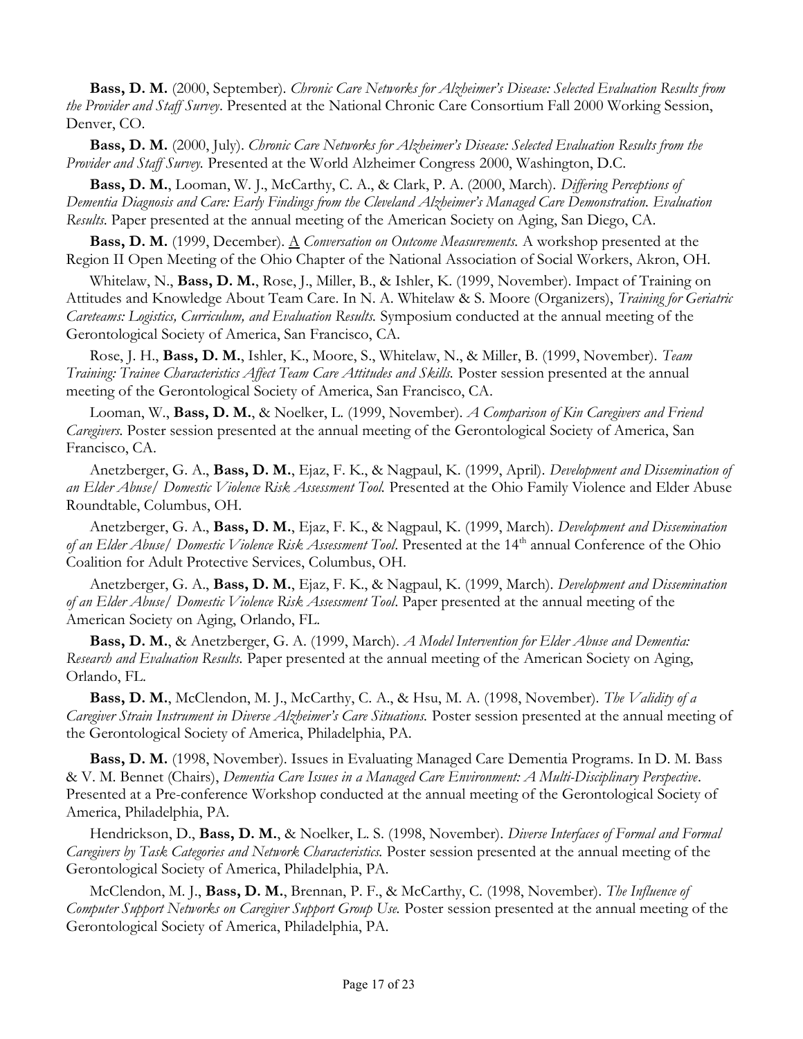**Bass, D. M.** (2000, September). *Chronic Care Networks for Alzheimer's Disease: Selected Evaluation Results from the Provider and Staff Survey*. Presented at the National Chronic Care Consortium Fall 2000 Working Session, Denver, CO.

**Bass, D. M.** (2000, July). *Chronic Care Networks for Alzheimer's Disease: Selected Evaluation Results from the Provider and Staff Survey.* Presented at the World Alzheimer Congress 2000, Washington, D.C.

**Bass, D. M.**, Looman, W. J., McCarthy, C. A., & Clark, P. A. (2000, March). *Differing Perceptions of Dementia Diagnosis and Care: Early Findings from the Cleveland Alzheimer's Managed Care Demonstration. Evaluation Results*. Paper presented at the annual meeting of the American Society on Aging, San Diego, CA.

**Bass, D. M.** (1999, December). A *Conversation on Outcome Measurements.* A workshop presented at the Region II Open Meeting of the Ohio Chapter of the National Association of Social Workers, Akron, OH.

Whitelaw, N., **Bass, D. M.**, Rose, J., Miller, B., & Ishler, K. (1999, November). Impact of Training on Attitudes and Knowledge About Team Care. In N. A. Whitelaw & S. Moore (Organizers), *Training for Geriatric Careteams: Logistics, Curriculum, and Evaluation Results.* Symposium conducted at the annual meeting of the Gerontological Society of America, San Francisco, CA.

Rose, J. H., **Bass, D. M.**, Ishler, K., Moore, S., Whitelaw, N., & Miller, B. (1999, November). *Team Training: Trainee Characteristics Affect Team Care Attitudes and Skills.* Poster session presented at the annual meeting of the Gerontological Society of America, San Francisco, CA.

Looman, W., **Bass, D. M.**, & Noelker, L. (1999, November). *A Comparison of Kin Caregivers and Friend Caregivers.* Poster session presented at the annual meeting of the Gerontological Society of America, San Francisco, CA.

Anetzberger, G. A., **Bass, D. M.**, Ejaz, F. K., & Nagpaul, K. (1999, April). *Development and Dissemination of an Elder Abuse/ Domestic Violence Risk Assessment Tool.* Presented at the Ohio Family Violence and Elder Abuse Roundtable, Columbus, OH.

Anetzberger, G. A., **Bass, D. M.**, Ejaz, F. K., & Nagpaul, K. (1999, March). *Development and Dissemination of an Elder Abuse/ Domestic Violence Risk Assessment Tool*. Presented at the 14th annual Conference of the Ohio Coalition for Adult Protective Services, Columbus, OH.

Anetzberger, G. A., **Bass, D. M.**, Ejaz, F. K., & Nagpaul, K. (1999, March). *Development and Dissemination of an Elder Abuse/ Domestic Violence Risk Assessment Tool*. Paper presented at the annual meeting of the American Society on Aging, Orlando, FL.

**Bass, D. M.**, & Anetzberger, G. A. (1999, March). *A Model Intervention for Elder Abuse and Dementia: Research and Evaluation Results.* Paper presented at the annual meeting of the American Society on Aging, Orlando, FL.

**Bass, D. M.**, McClendon, M. J., McCarthy, C. A., & Hsu, M. A. (1998, November). *The Validity of a Caregiver Strain Instrument in Diverse Alzheimer's Care Situations.* Poster session presented at the annual meeting of the Gerontological Society of America, Philadelphia, PA.

**Bass, D. M.** (1998, November). Issues in Evaluating Managed Care Dementia Programs. In D. M. Bass & V. M. Bennet (Chairs), *Dementia Care Issues in a Managed Care Environment: A Multi-Disciplinary Perspective*. Presented at a Pre-conference Workshop conducted at the annual meeting of the Gerontological Society of America, Philadelphia, PA.

Hendrickson, D., **Bass, D. M.**, & Noelker, L. S. (1998, November). *Diverse Interfaces of Formal and Formal Caregivers by Task Categories and Network Characteristics.* Poster session presented at the annual meeting of the Gerontological Society of America, Philadelphia, PA.

McClendon, M. J., **Bass, D. M.**, Brennan, P. F., & McCarthy, C. (1998, November). *The Influence of Computer Support Networks on Caregiver Support Group Use.* Poster session presented at the annual meeting of the Gerontological Society of America, Philadelphia, PA.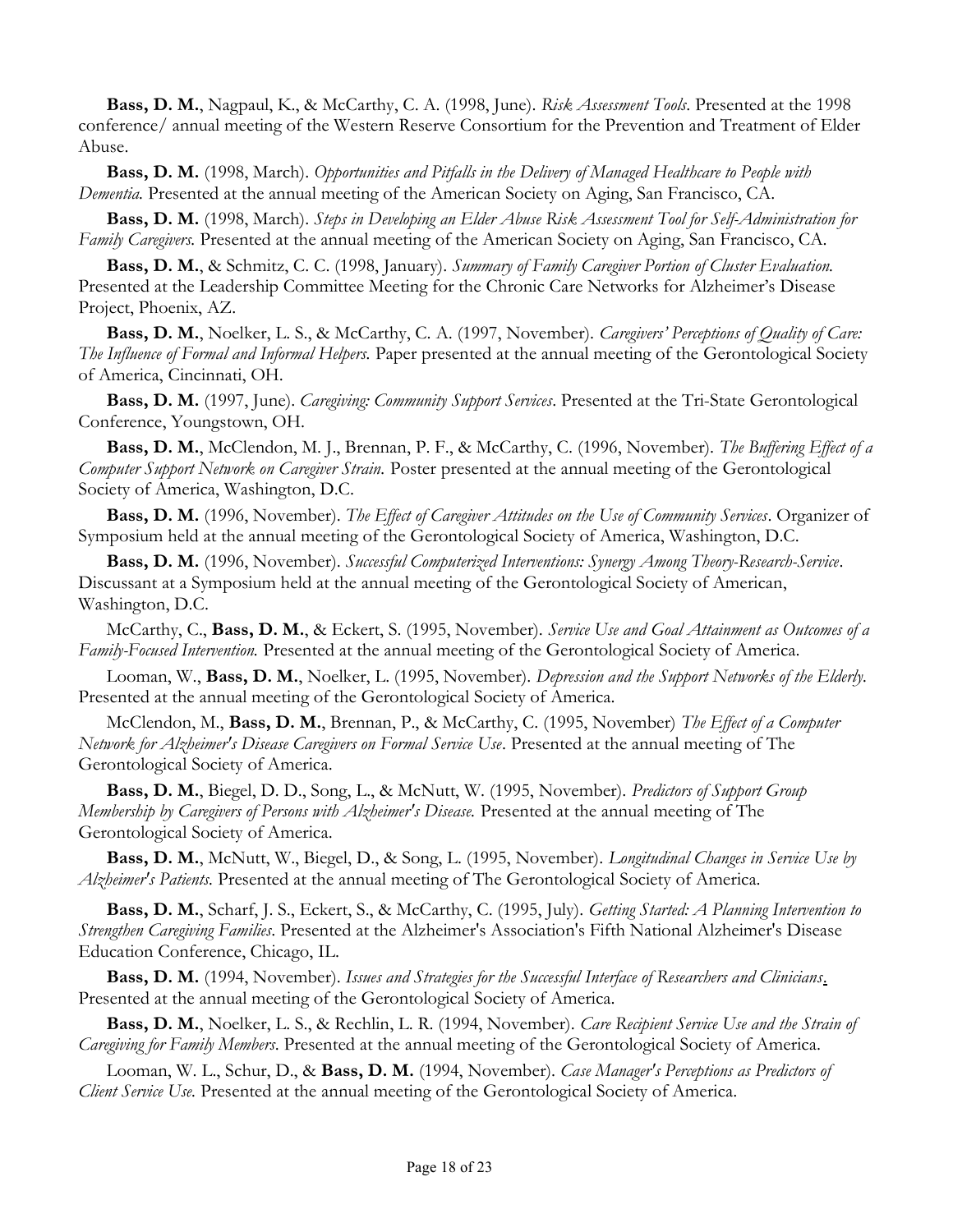**Bass, D. M.**, Nagpaul, K., & McCarthy, C. A. (1998, June). *Risk Assessment Tools*. Presented at the 1998 conference/ annual meeting of the Western Reserve Consortium for the Prevention and Treatment of Elder Abuse.

**Bass, D. M.** (1998, March). *Opportunities and Pitfalls in the Delivery of Managed Healthcare to People with Dementia.* Presented at the annual meeting of the American Society on Aging, San Francisco, CA.

**Bass, D. M.** (1998, March). *Steps in Developing an Elder Abuse Risk Assessment Tool for Self-Administration for Family Caregivers.* Presented at the annual meeting of the American Society on Aging, San Francisco, CA.

**Bass, D. M.**, & Schmitz, C. C. (1998, January). *Summary of Family Caregiver Portion of Cluster Evaluation.* Presented at the Leadership Committee Meeting for the Chronic Care Networks for Alzheimer's Disease Project, Phoenix, AZ.

**Bass, D. M.**, Noelker, L. S., & McCarthy, C. A. (1997, November). *Caregivers' Perceptions of Quality of Care: The Influence of Formal and Informal Helpers.* Paper presented at the annual meeting of the Gerontological Society of America, Cincinnati, OH.

**Bass, D. M.** (1997, June). *Caregiving: Community Support Services*. Presented at the Tri-State Gerontological Conference, Youngstown, OH.

**Bass, D. M.**, McClendon, M. J., Brennan, P. F., & McCarthy, C. (1996, November). *The Buffering Effect of a Computer Support Network on Caregiver Strain.* Poster presented at the annual meeting of the Gerontological Society of America, Washington, D.C.

**Bass, D. M.** (1996, November). *The Effect of Caregiver Attitudes on the Use of Community Services*. Organizer of Symposium held at the annual meeting of the Gerontological Society of America, Washington, D.C.

**Bass, D. M.** (1996, November). *Successful Computerized Interventions: Synergy Among Theory-Research-Service*. Discussant at a Symposium held at the annual meeting of the Gerontological Society of American, Washington, D.C.

McCarthy, C., **Bass, D. M.**, & Eckert, S. (1995, November). *Service Use and Goal Attainment as Outcomes of a Family-Focused Intervention.* Presented at the annual meeting of the Gerontological Society of America.

Looman, W., **Bass, D. M.**, Noelker, L. (1995, November). *Depression and the Support Networks of the Elderly.* Presented at the annual meeting of the Gerontological Society of America.

McClendon, M., **Bass, D. M.**, Brennan, P., & McCarthy, C. (1995, November) *The Effect of a Computer Network for Alzheimer's Disease Caregivers on Formal Service Use*. Presented at the annual meeting of The Gerontological Society of America.

**Bass, D. M.**, Biegel, D. D., Song, L., & McNutt, W. (1995, November). *Predictors of Support Group Membership by Caregivers of Persons with Alzheimer's Disease.* Presented at the annual meeting of The Gerontological Society of America.

**Bass, D. M.**, McNutt, W., Biegel, D., & Song, L. (1995, November). *Longitudinal Changes in Service Use by Alzheimer's Patients.* Presented at the annual meeting of The Gerontological Society of America.

**Bass, D. M.**, Scharf, J. S., Eckert, S., & McCarthy, C. (1995, July). *Getting Started: A Planning Intervention to Strengthen Caregiving Families*. Presented at the Alzheimer's Association's Fifth National Alzheimer's Disease Education Conference, Chicago, IL.

**Bass, D. M.** (1994, November). *Issues and Strategies for the Successful Interface of Researchers and Clinicians*. Presented at the annual meeting of the Gerontological Society of America.

**Bass, D. M.**, Noelker, L. S., & Rechlin, L. R. (1994, November). *Care Recipient Service Use and the Strain of Caregiving for Family Members*. Presented at the annual meeting of the Gerontological Society of America.

Looman, W. L., Schur, D., & **Bass, D. M.** (1994, November). *Case Manager's Perceptions as Predictors of Client Service Use.* Presented at the annual meeting of the Gerontological Society of America.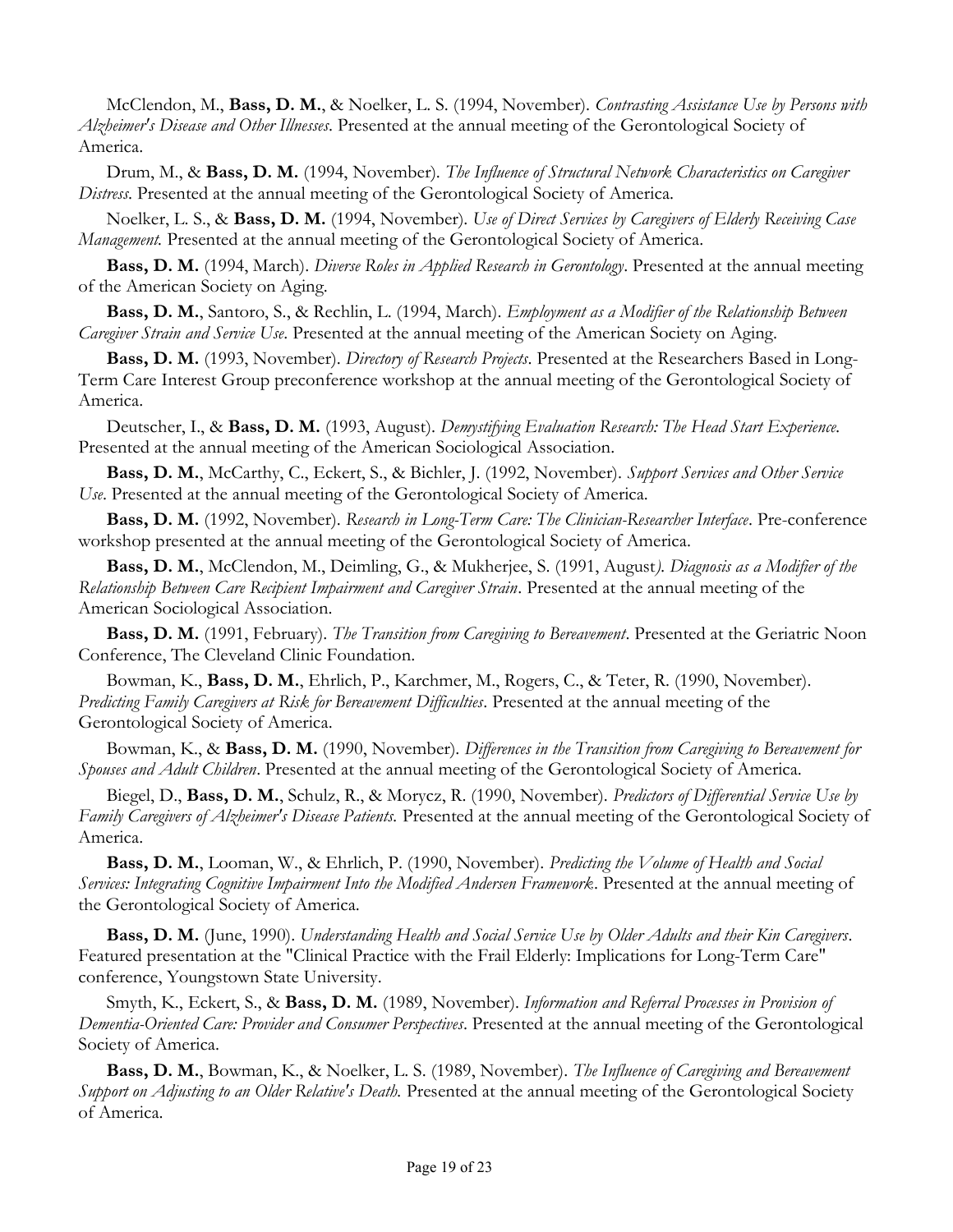McClendon, M., **Bass, D. M.**, & Noelker, L. S. (1994, November). *Contrasting Assistance Use by Persons with Alzheimer's Disease and Other Illnesses*. Presented at the annual meeting of the Gerontological Society of America.

Drum, M., & **Bass, D. M.** (1994, November). *The Influence of Structural Network Characteristics on Caregiver Distress.* Presented at the annual meeting of the Gerontological Society of America.

Noelker, L. S., & **Bass, D. M.** (1994, November). *Use of Direct Services by Caregivers of Elderly Receiving Case Management.* Presented at the annual meeting of the Gerontological Society of America.

**Bass, D. M.** (1994, March). *Diverse Roles in Applied Research in Gerontology*. Presented at the annual meeting of the American Society on Aging.

**Bass, D. M.**, Santoro, S., & Rechlin, L. (1994, March). *Employment as a Modifier of the Relationship Between Caregiver Strain and Service Use.* Presented at the annual meeting of the American Society on Aging.

**Bass, D. M.** (1993, November). *Directory of Research Projects*. Presented at the Researchers Based in Long-Term Care Interest Group preconference workshop at the annual meeting of the Gerontological Society of America.

Deutscher, I., & **Bass, D. M.** (1993, August). *Demystifying Evaluation Research: The Head Start Experience.* Presented at the annual meeting of the American Sociological Association.

**Bass, D. M.**, McCarthy, C., Eckert, S., & Bichler, J. (1992, November). *Support Services and Other Service Use*. Presented at the annual meeting of the Gerontological Society of America.

**Bass, D. M.** (1992, November). *Research in Long-Term Care: The Clinician-Researcher Interface*. Pre-conference workshop presented at the annual meeting of the Gerontological Society of America.

**Bass, D. M.**, McClendon, M., Deimling, G., & Mukherjee, S. (1991, August*). Diagnosis as a Modifier of the Relationship Between Care Recipient Impairment and Caregiver Strain*. Presented at the annual meeting of the American Sociological Association.

**Bass, D. M.** (1991, February). *The Transition from Caregiving to Bereavement*. Presented at the Geriatric Noon Conference, The Cleveland Clinic Foundation.

Bowman, K., **Bass, D. M.**, Ehrlich, P., Karchmer, M., Rogers, C., & Teter, R. (1990, November). *Predicting Family Caregivers at Risk for Bereavement Difficulties*. Presented at the annual meeting of the Gerontological Society of America.

Bowman, K., & **Bass, D. M.** (1990, November). *Differences in the Transition from Caregiving to Bereavement for Spouses and Adult Children*. Presented at the annual meeting of the Gerontological Society of America.

Biegel, D., **Bass, D. M.**, Schulz, R., & Morycz, R. (1990, November). *Predictors of Differential Service Use by Family Caregivers of Alzheimer's Disease Patients.* Presented at the annual meeting of the Gerontological Society of America.

**Bass, D. M.**, Looman, W., & Ehrlich, P. (1990, November). *Predicting the Volume of Health and Social Services: Integrating Cognitive Impairment Into the Modified Andersen Framework*. Presented at the annual meeting of the Gerontological Society of America.

**Bass, D. M.** (June, 1990). *Understanding Health and Social Service Use by Older Adults and their Kin Caregivers*. Featured presentation at the "Clinical Practice with the Frail Elderly: Implications for Long-Term Care" conference, Youngstown State University.

Smyth, K., Eckert, S., & **Bass, D. M.** (1989, November). *Information and Referral Processes in Provision of Dementia-Oriented Care: Provider and Consumer Perspectives*. Presented at the annual meeting of the Gerontological Society of America.

**Bass, D. M.**, Bowman, K., & Noelker, L. S. (1989, November). *The Influence of Caregiving and Bereavement Support on Adjusting to an Older Relative's Death.* Presented at the annual meeting of the Gerontological Society of America.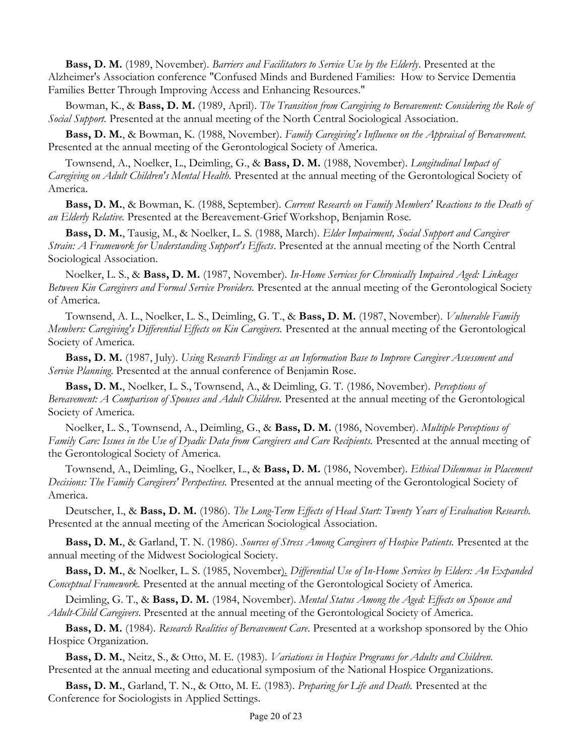**Bass, D. M.** (1989, November). *Barriers and Facilitators to Service Use by the Elderly*. Presented at the Alzheimer's Association conference "Confused Minds and Burdened Families: How to Service Dementia Families Better Through Improving Access and Enhancing Resources."

Bowman, K., & **Bass, D. M.** (1989, April). *The Transition from Caregiving to Bereavement: Considering the Role of Social Support.* Presented at the annual meeting of the North Central Sociological Association.

**Bass, D. M.**, & Bowman, K. (1988, November). *Family Caregiving's Influence on the Appraisal of Bereavement.* Presented at the annual meeting of the Gerontological Society of America.

Townsend, A., Noelker, L., Deimling, G., & **Bass, D. M.** (1988, November). *Longitudinal Impact of Caregiving on Adult Children's Mental Health.* Presented at the annual meeting of the Gerontological Society of America.

**Bass, D. M.**, & Bowman, K. (1988, September). *Current Research on Family Members' Reactions to the Death of an Elderly Relative.* Presented at the Bereavement-Grief Workshop, Benjamin Rose.

**Bass, D. M.**, Tausig, M., & Noelker, L. S. (1988, March). *Elder Impairment, Social Support and Caregiver Strain: A Framework for Understanding Support's Effects*. Presented at the annual meeting of the North Central Sociological Association.

Noelker, L. S., & **Bass, D. M.** (1987, November). *In-Home Services for Chronically Impaired Aged: Linkages Between Kin Caregivers and Formal Service Providers.* Presented at the annual meeting of the Gerontological Society of America.

Townsend, A. L., Noelker, L. S., Deimling, G. T., & **Bass, D. M.** (1987, November). *Vulnerable Family Members: Caregiving's Differential Effects on Kin Caregivers.* Presented at the annual meeting of the Gerontological Society of America.

**Bass, D. M.** (1987, July). *Using Research Findings as an Information Base to Improve Caregiver Assessment and Service Planning*. Presented at the annual conference of Benjamin Rose.

**Bass, D. M.**, Noelker, L. S., Townsend, A., & Deimling, G. T. (1986, November). *Perceptions of Bereavement: A Comparison of Spouses and Adult Children.* Presented at the annual meeting of the Gerontological Society of America.

Noelker, L. S., Townsend, A., Deimling, G., & **Bass, D. M.** (1986, November). *Multiple Perceptions of Family Care: Issues in the Use of Dyadic Data from Caregivers and Care Recipients.* Presented at the annual meeting of the Gerontological Society of America.

Townsend, A., Deimling, G., Noelker, L., & **Bass, D. M.** (1986, November). *Ethical Dilemmas in Placement Decisions: The Family Caregivers' Perspectives.* Presented at the annual meeting of the Gerontological Society of America.

Deutscher, I., & **Bass, D. M.** (1986). *The Long-Term Effects of Head Start: Twenty Years of Evaluation Research.* Presented at the annual meeting of the American Sociological Association.

**Bass, D. M.**, & Garland, T. N. (1986). *Sources of Stress Among Caregivers of Hospice Patients.* Presented at the annual meeting of the Midwest Sociological Society.

**Bass, D. M.**, & Noelker, L. S. (1985, November). *Differential Use of In-Home Services by Elders: An Expanded Conceptual Framework.* Presented at the annual meeting of the Gerontological Society of America.

Deimling, G. T., & **Bass, D. M.** (1984, November). *Mental Status Among the Aged: Effects on Spouse and Adult-Child Caregivers*. Presented at the annual meeting of the Gerontological Society of America.

**Bass, D. M.** (1984). *Research Realities of Bereavement Care*. Presented at a workshop sponsored by the Ohio Hospice Organization.

**Bass, D. M.**, Neitz, S., & Otto, M. E. (1983). *Variations in Hospice Programs for Adults and Children.* Presented at the annual meeting and educational symposium of the National Hospice Organizations.

**Bass, D. M.**, Garland, T. N., & Otto, M. E. (1983). *Preparing for Life and Death.* Presented at the Conference for Sociologists in Applied Settings.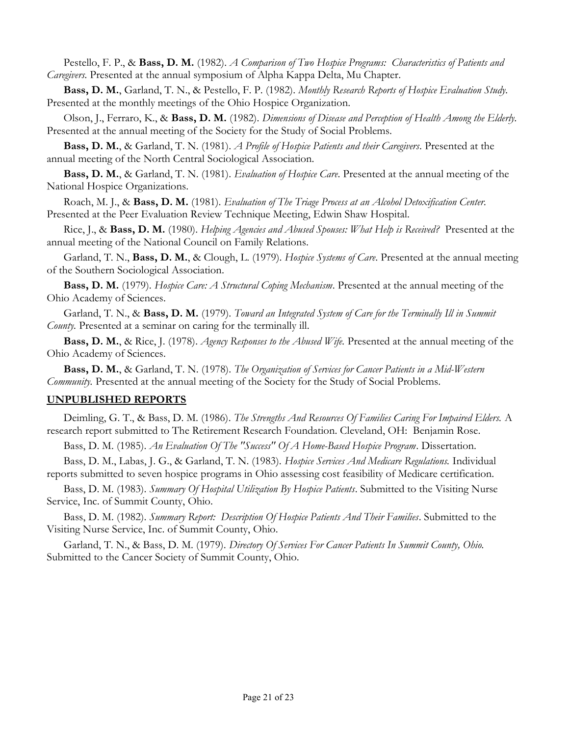Pestello, F. P., & **Bass, D. M.** (1982). *A Comparison of Two Hospice Programs: Characteristics of Patients and Caregivers.* Presented at the annual symposium of Alpha Kappa Delta, Mu Chapter.

**Bass, D. M.**, Garland, T. N., & Pestello, F. P. (1982). *Monthly Research Reports of Hospice Evaluation Study.* Presented at the monthly meetings of the Ohio Hospice Organization.

Olson, J., Ferraro, K., & **Bass, D. M.** (1982). *Dimensions of Disease and Perception of Health Among the Elderly.* Presented at the annual meeting of the Society for the Study of Social Problems.

**Bass, D. M.**, & Garland, T. N. (1981). *A Profile of Hospice Patients and their Caregivers*. Presented at the annual meeting of the North Central Sociological Association.

**Bass, D. M.**, & Garland, T. N. (1981). *Evaluation of Hospice Care.* Presented at the annual meeting of the National Hospice Organizations.

Roach, M. J., & **Bass, D. M.** (1981). *Evaluation of The Triage Process at an Alcohol Detoxification Center.* Presented at the Peer Evaluation Review Technique Meeting, Edwin Shaw Hospital.

Rice, J., & **Bass, D. M.** (1980). *Helping Agencies and Abused Spouses: What Help is Received?* Presented at the annual meeting of the National Council on Family Relations.

Garland, T. N., **Bass, D. M.**, & Clough, L. (1979). *Hospice Systems of Care*. Presented at the annual meeting of the Southern Sociological Association.

**Bass, D. M.** (1979). *Hospice Care: A Structural Coping Mechanism*. Presented at the annual meeting of the Ohio Academy of Sciences.

Garland, T. N., & **Bass, D. M.** (1979). *Toward an Integrated System of Care for the Terminally Ill in Summit County.* Presented at a seminar on caring for the terminally ill.

**Bass, D. M.**, & Rice, J. (1978). *Agency Responses to the Abused Wife.* Presented at the annual meeting of the Ohio Academy of Sciences.

**Bass, D. M.**, & Garland, T. N. (1978). *The Organization of Services for Cancer Patients in a Mid-Western Community.* Presented at the annual meeting of the Society for the Study of Social Problems.

## UNPUBLISHED REPORTS

Deimling, G. T., & Bass, D. M. (1986). *The Strengths And Resources Of Families Caring For Impaired Elders.* A research report submitted to The Retirement Research Foundation. Cleveland, OH: Benjamin Rose.

Bass, D. M. (1985). *An Evaluation Of The "Success" Of A Home-Based Hospice Program*. Dissertation.

Bass, D. M., Labas, J. G., & Garland, T. N. (1983). *Hospice Services And Medicare Regulations.* Individual reports submitted to seven hospice programs in Ohio assessing cost feasibility of Medicare certification.

Bass, D. M. (1983). *Summary Of Hospital Utilization By Hospice Patients*. Submitted to the Visiting Nurse Service, Inc. of Summit County, Ohio.

Bass, D. M. (1982). *Summary Report: Description Of Hospice Patients And Their Families*. Submitted to the Visiting Nurse Service, Inc. of Summit County, Ohio.

Garland, T. N., & Bass, D. M. (1979). *Directory Of Services For Cancer Patients In Summit County, Ohio.* Submitted to the Cancer Society of Summit County, Ohio.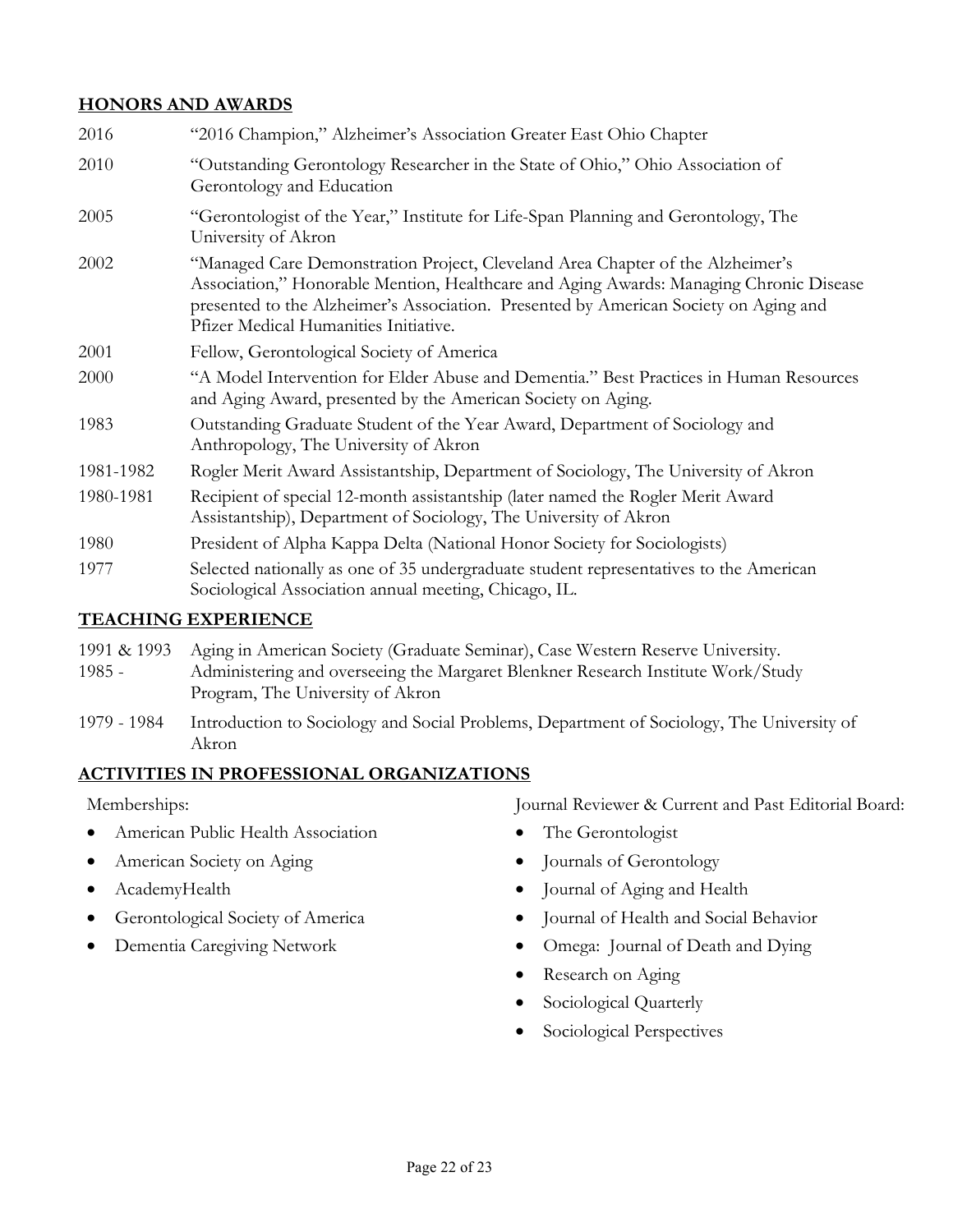## HONORS AND AWARDS

| | |
|---|---|
| 2016 | "2016 Champion," Alzheimer's Association Greater East Ohio Chapter |
| 2010 | "Outstanding Gerontology Researcher in the State of Ohio," Ohio Association of Gerontology and Education |
| 2005 | "Gerontologist of the Year," Institute for Life-Span Planning and Gerontology, The University of Akron |
| 2002 | "Managed Care Demonstration Project, Cleveland Area Chapter of the Alzheimer's Association," Honorable Mention, Healthcare and Aging Awards: Managing Chronic Disease presented to the Alzheimer's Association. Presented by American Society on Aging and Pfizer Medical Humanities Initiative. |
| 2001 | Fellow, Gerontological Society of America |
| 2000 | "A Model Intervention for Elder Abuse and Dementia." Best Practices in Human Resources and Aging Award, presented by the American Society on Aging. |
| 1983 | Outstanding Graduate Student of the Year Award, Department of Sociology and Anthropology, The University of Akron |
| 1981-1982 | Rogler Merit Award Assistantship, Department of Sociology, The University of Akron |
| 1980-1981 | Recipient of special 12-month assistantship (later named the Rogler Merit Award Assistantship), Department of Sociology, The University of Akron |
| 1980 | President of Alpha Kappa Delta (National Honor Society for Sociologists) |
| 1977 | Selected nationally as one of 35 undergraduate student representatives to the American Sociological Association annual meeting, Chicago, IL. |

## TEACHING EXPERIENCE

| | |
|---|---|
| 1991 & 1993 | Aging in American Society (Graduate Seminar), Case Western Reserve University. |
| 1985 - | Administering and overseeing the Margaret Blenkner Research Institute Work/Study Program, The University of Akron |
| 1979 - 1984 | Introduction to Sociology and Social Problems, Department of Sociology, The University of Akron |

## ACTIVITIES IN PROFESSIONAL ORGANIZATIONS

Memberships:

- American Public Health Association
- American Society on Aging
- AcademyHealth
- Gerontological Society of America
- Dementia Caregiving Network

Journal Reviewer & Current and Past Editorial Board:

- The Gerontologist
- Journals of Gerontology
- Journal of Aging and Health
- Journal of Health and Social Behavior
- Omega: Journal of Death and Dying
- Research on Aging
- Sociological Quarterly
- Sociological Perspectives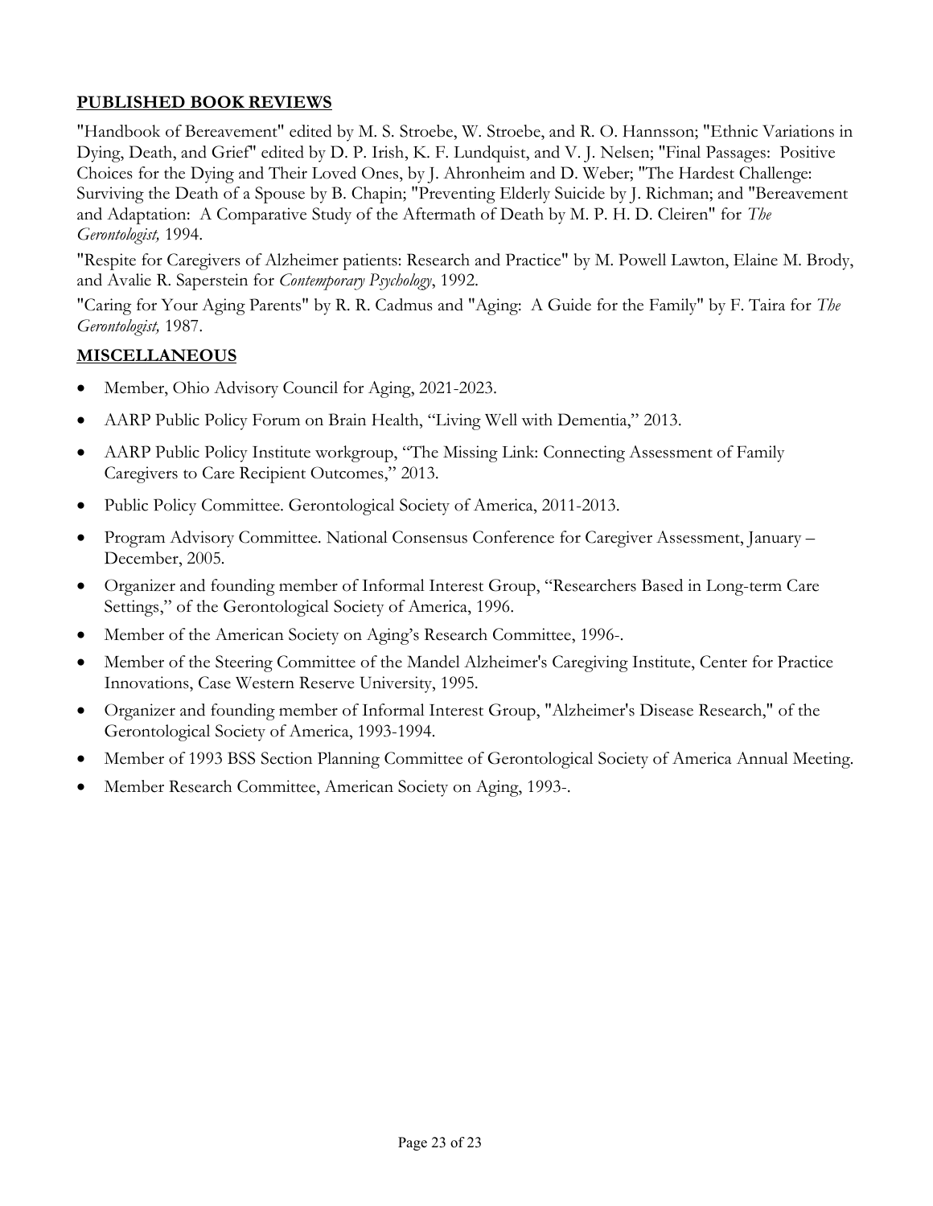## **PUBLISHED BOOK REVIEWS**

"Handbook of Bereavement" edited by M. S. Stroebe, W. Stroebe, and R. O. Hannsson; "Ethnic Variations in Dying, Death, and Grief" edited by D. P. Irish, K. F. Lundquist, and V. J. Nelsen; "Final Passages: Positive Choices for the Dying and Their Loved Ones, by J. Ahronheim and D. Weber; "The Hardest Challenge: Surviving the Death of a Spouse by B. Chapin; "Preventing Elderly Suicide by J. Richman; and "Bereavement and Adaptation: A Comparative Study of the Aftermath of Death by M. P. H. D. Cleiren" for *The Gerontologist,* 1994.

"Respite for Caregivers of Alzheimer patients: Research and Practice" by M. Powell Lawton, Elaine M. Brody, and Avalie R. Saperstein for *Contemporary Psychology*, 1992.

"Caring for Your Aging Parents" by R. R. Cadmus and "Aging: A Guide for the Family" by F. Taira for *The Gerontologist,* 1987.

## **MISCELLANEOUS**

- Member, Ohio Advisory Council for Aging, 2021-2023.
- AARP Public Policy Forum on Brain Health, "Living Well with Dementia," 2013.
- AARP Public Policy Institute workgroup, "The Missing Link: Connecting Assessment of Family Caregivers to Care Recipient Outcomes," 2013.
- Public Policy Committee. Gerontological Society of America, 2011-2013.
- Program Advisory Committee. National Consensus Conference for Caregiver Assessment, January – December, 2005.
- Organizer and founding member of Informal Interest Group, "Researchers Based in Long-term Care Settings," of the Gerontological Society of America, 1996.
- Member of the American Society on Aging's Research Committee, 1996-.
- Member of the Steering Committee of the Mandel Alzheimer's Caregiving Institute, Center for Practice Innovations, Case Western Reserve University, 1995.
- Organizer and founding member of Informal Interest Group, "Alzheimer's Disease Research," of the Gerontological Society of America, 1993-1994.
- Member of 1993 BSS Section Planning Committee of Gerontological Society of America Annual Meeting.
- Member Research Committee, American Society on Aging, 1993-.